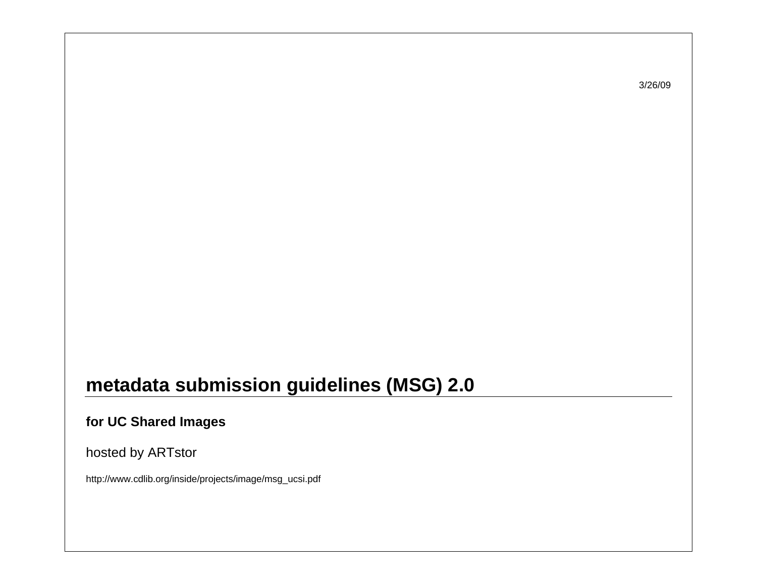3/26/09

# metadata submission guidelines (MSG) 2.0

**for UC Shared Images**

hosted by ARTstor

http://www.cdlib.org/inside/projects/image/msg_ucsi.pdf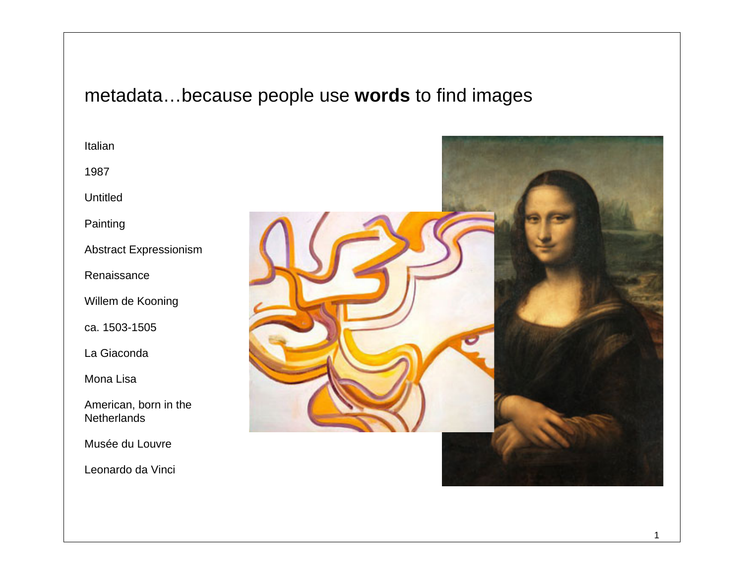# metadata…because people use **words** to find images

Italian

1987

Untitled

Painting

Abstract Expressionism

Renaissance

Willem de Kooning

ca. 1503-1505

La Giaconda

Mona Lisa

American, born in the Netherlands

Musée du Louvre

Leonardo da Vinci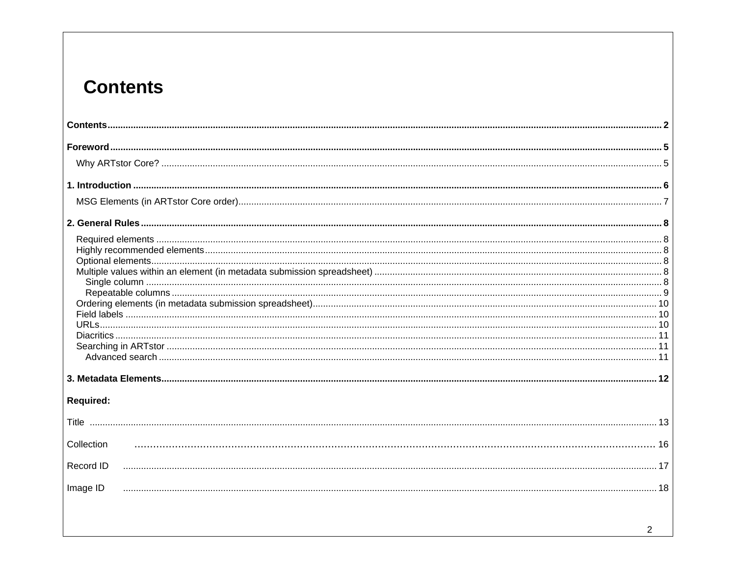# Contents

**Contents** ........ **2**

**Foreword** ........ **5**

Why ARTstor Core? ........ 5

**1. Introduction** ........ **6**

MSG Elements (in ARTstor Core order) ........ 7

**2. General Rules** ........ **8**

Required elements ........ 8
Highly recommended elements ........ 8
Optional elements ........ 8
Multiple values within an element (in metadata submission spreadsheet) ........ 8
Single column ........ 8
Repeatable columns ........ 9
Ordering elements (in metadata submission spreadsheet) ........ 10
Field labels ........ 10
URLs ........ 10
Diacritics ........ 11
Searching in ARTstor ........ 11
Advanced search ........ 11

**3. Metadata Elements** ........ **12**

**Required:**

Title ........ 13

Collection ........ 16

Record ID ........ 17

Image ID ........ 18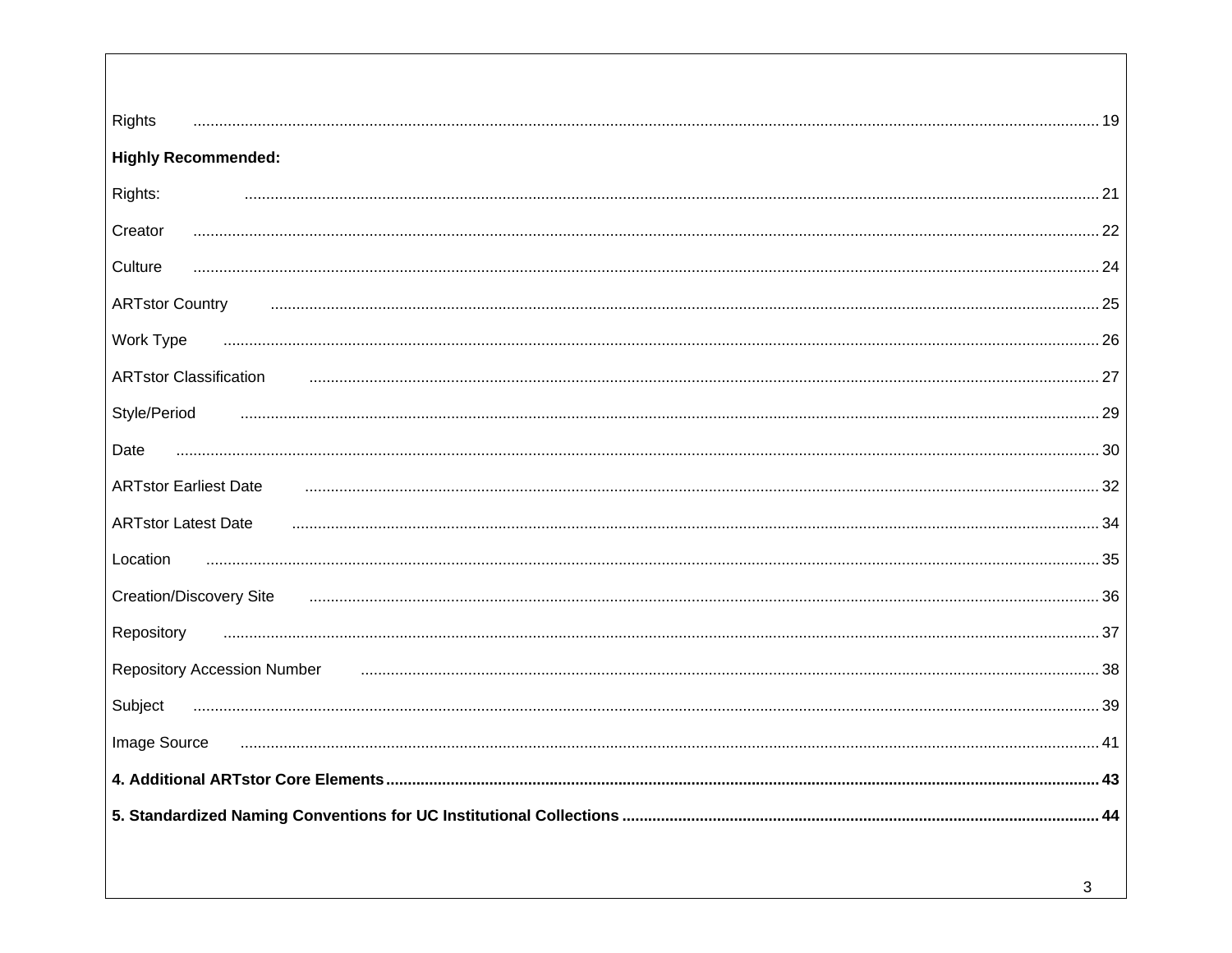Rights ........................................................................................................ 19

**Highly Recommended:**

Rights: ........................................................................................................ 21

Creator ........................................................................................................ 22

Culture ........................................................................................................ 24

ARTstor Country ........................................................................................................ 25

Work Type ........................................................................................................ 26

ARTstor Classification ........................................................................................................ 27

Style/Period ........................................................................................................ 29

Date ........................................................................................................ 30

ARTstor Earliest Date ........................................................................................................ 32

ARTstor Latest Date ........................................................................................................ 34

Location ........................................................................................................ 35

Creation/Discovery Site ........................................................................................................ 36

Repository ........................................................................................................ 37

Repository Accession Number ........................................................................................................ 38

Subject ........................................................................................................ 39

Image Source ........................................................................................................ 41

**4. Additional ARTstor Core Elements ........................................................................................................ 43**

**5. Standardized Naming Conventions for UC Institutional Collections ........................................................................................................ 44**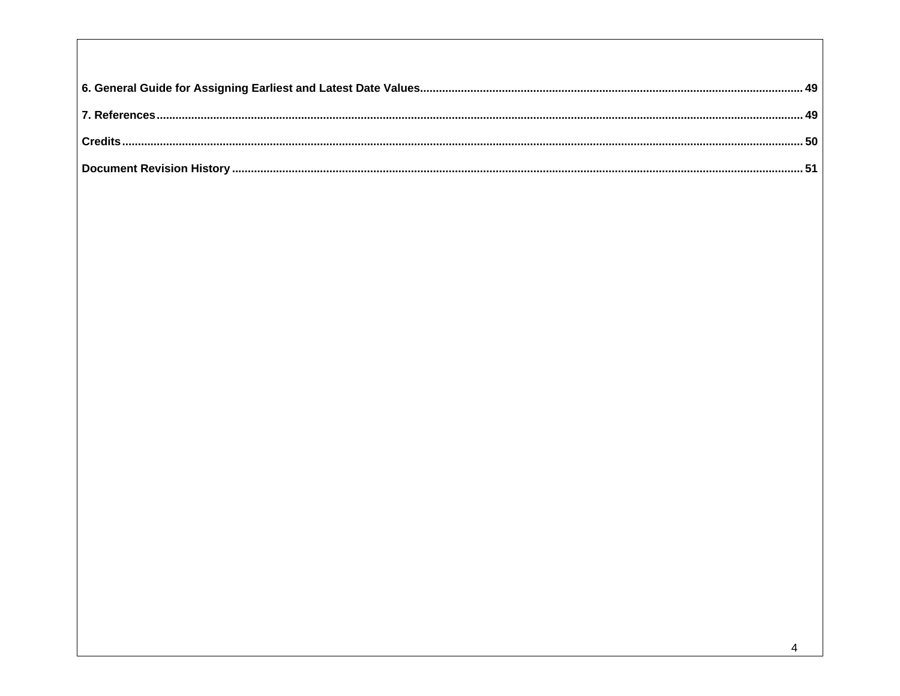**6. General Guide for Assigning Earliest and Latest Date Values**........................................................................................................................ 49

**7. References**........................................................................................................................................................................................ 49

**Credits**................................................................................................................................................................................................ 50

**Document Revision History**................................................................................................................................................................ 51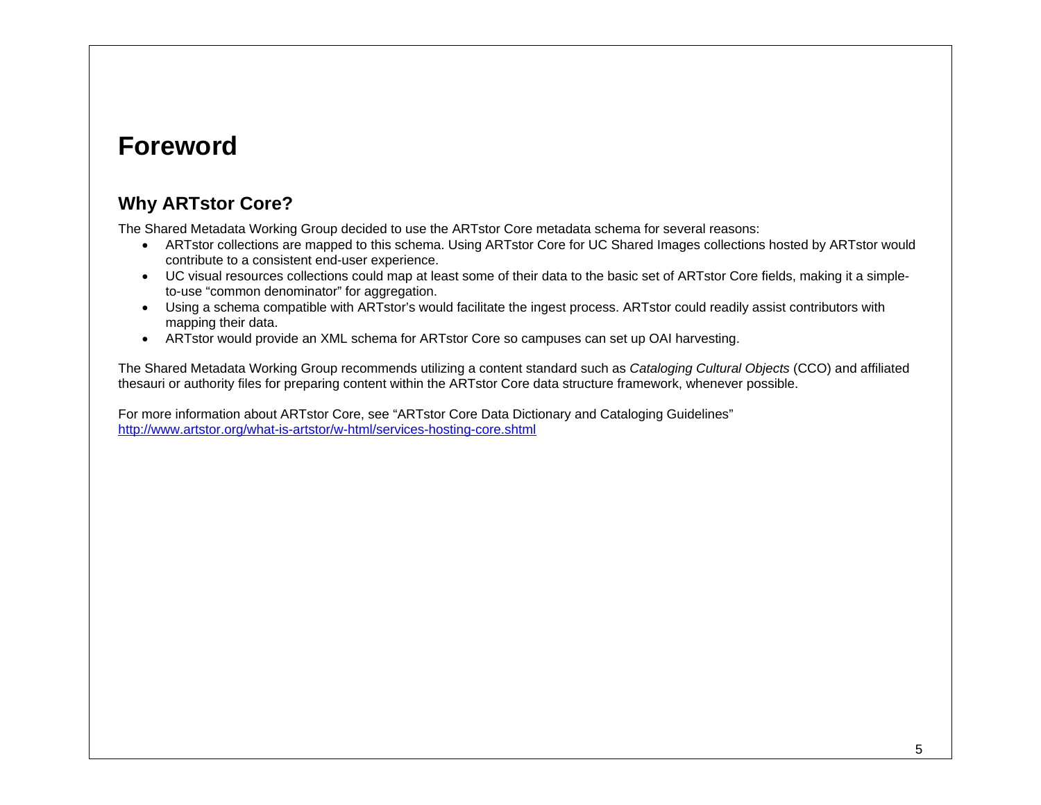# Foreword

## Why ARTstor Core?

The Shared Metadata Working Group decided to use the ARTstor Core metadata schema for several reasons:

- ARTstor collections are mapped to this schema. Using ARTstor Core for UC Shared Images collections hosted by ARTstor would contribute to a consistent end-user experience.
- UC visual resources collections could map at least some of their data to the basic set of ARTstor Core fields, making it a simple-to-use "common denominator" for aggregation.
- Using a schema compatible with ARTstor's would facilitate the ingest process. ARTstor could readily assist contributors with mapping their data.
- ARTstor would provide an XML schema for ARTstor Core so campuses can set up OAI harvesting.

The Shared Metadata Working Group recommends utilizing a content standard such as *Cataloging Cultural Objects* (CCO) and affiliated thesauri or authority files for preparing content within the ARTstor Core data structure framework, whenever possible.

For more information about ARTstor Core, see "ARTstor Core Data Dictionary and Cataloging Guidelines"
http://www.artstor.org/what-is-artstor/w-html/services-hosting-core.shtml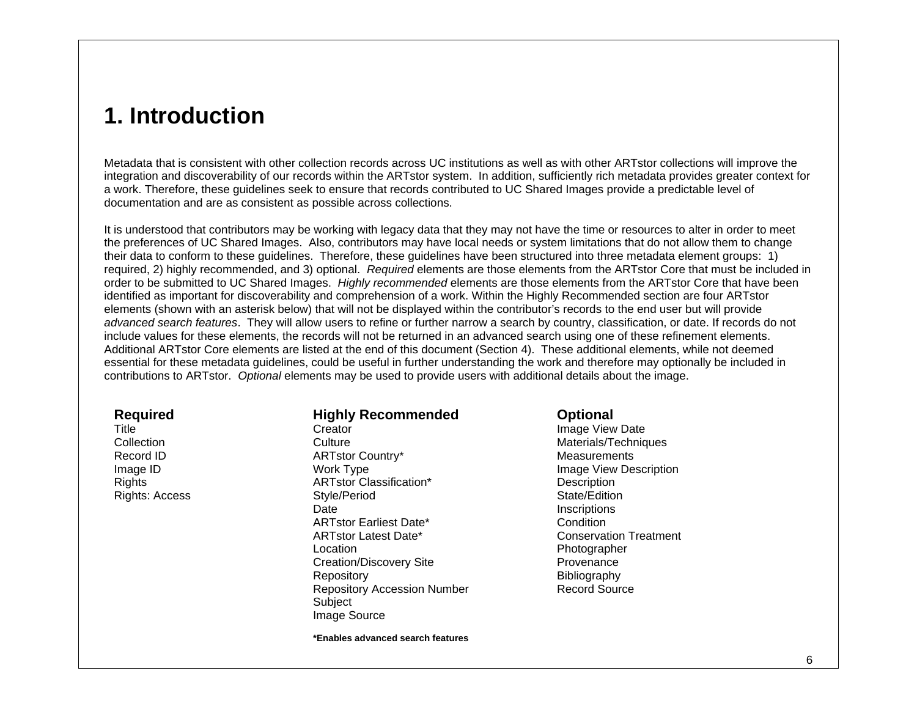# 1. Introduction

Metadata that is consistent with other collection records across UC institutions as well as with other ARTstor collections will improve the integration and discoverability of our records within the ARTstor system. In addition, sufficiently rich metadata provides greater context for a work. Therefore, these guidelines seek to ensure that records contributed to UC Shared Images provide a predictable level of documentation and are as consistent as possible across collections.

It is understood that contributors may be working with legacy data that they may not have the time or resources to alter in order to meet the preferences of UC Shared Images. Also, contributors may have local needs or system limitations that do not allow them to change their data to conform to these guidelines. Therefore, these guidelines have been structured into three metadata element groups: 1) required, 2) highly recommended, and 3) optional. *Required* elements are those elements from the ARTstor Core that must be included in order to be submitted to UC Shared Images. *Highly recommended* elements are those elements from the ARTstor Core that have been identified as important for discoverability and comprehension of a work. Within the Highly Recommended section are four ARTstor elements (shown with an asterisk below) that will not be displayed within the contributor's records to the end user but will provide *advanced search features*. They will allow users to refine or further narrow a search by country, classification, or date. If records do not include values for these elements, the records will not be returned in an advanced search using one of these refinement elements. Additional ARTstor Core elements are listed at the end of this document (Section 4). These additional elements, while not deemed essential for these metadata guidelines, could be useful in further understanding the work and therefore may optionally be included in contributions to ARTstor. *Optional* elements may be used to provide users with additional details about the image.

**Required**

- Title
- Collection
- Record ID
- Image ID
- Rights
- Rights: Access

**Highly Recommended**

- Creator
- Culture
- ARTstor Country*
- Work Type
- ARTstor Classification*
- Style/Period
- Date
- ARTstor Earliest Date*
- ARTstor Latest Date*
- Location
- Creation/Discovery Site
- Repository
- Repository Accession Number
- Subject
- Image Source

**\*Enables advanced search features**

**Optional**

- Image View Date
- Materials/Techniques
- Measurements
- Image View Description
- Description
- State/Edition
- Inscriptions
- Condition
- Conservation Treatment
- Photographer
- Provenance
- Bibliography
- Record Source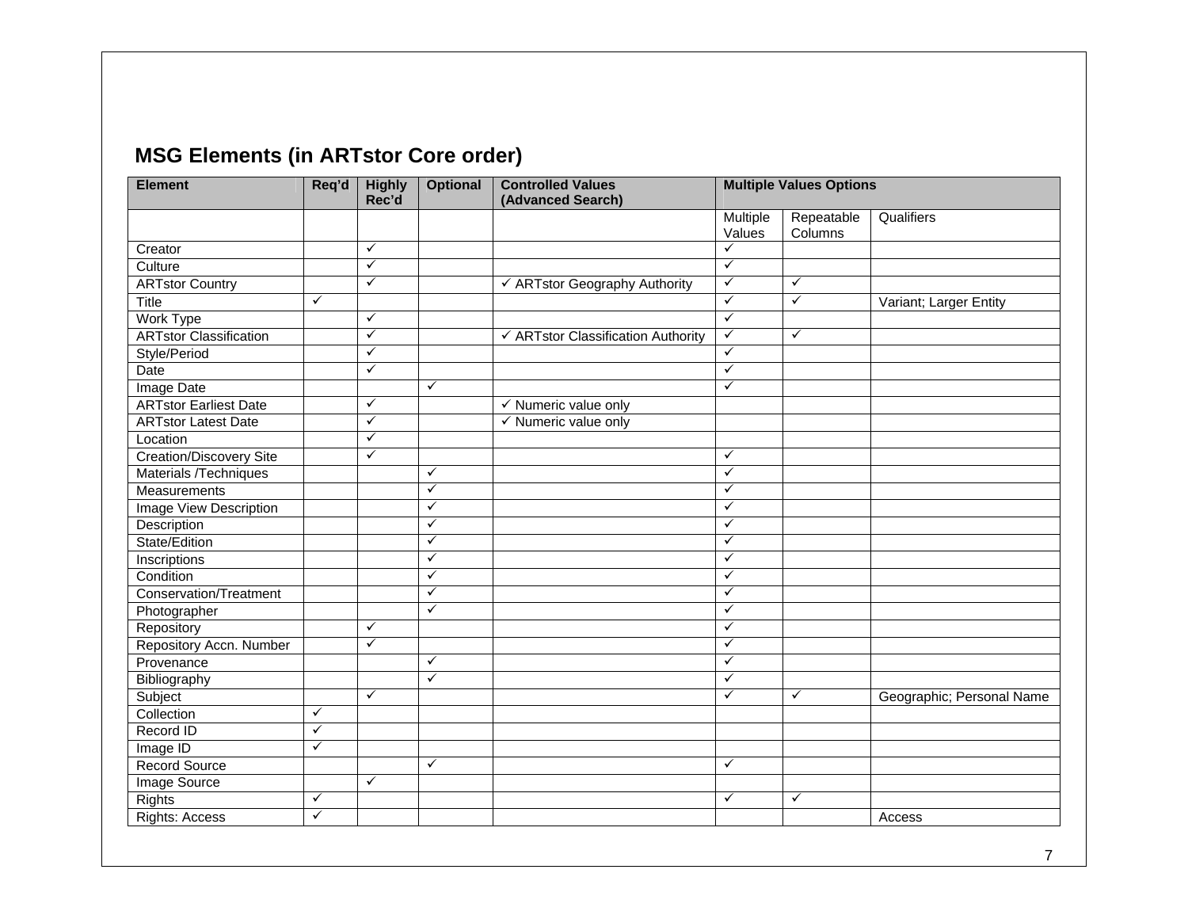## MSG Elements (in ARTstor Core order)

| Element | Req'd | Highly Rec'd | Optional | Controlled Values (Advanced Search) | Multiple Values Options | | |
|---|---|---|---|---|---|---|---|
| | | | | | Multiple Values | Repeatable Columns | Qualifiers |
| Creator | | ✓ | | | ✓ | | |
| Culture | | ✓ | | | ✓ | | |
| ARTstor Country | | ✓ | | ✓ ARTstor Geography Authority | ✓ | ✓ | |
| Title | ✓ | | | | ✓ | ✓ | Variant; Larger Entity |
| Work Type | | ✓ | | | ✓ | | |
| ARTstor Classification | | ✓ | | ✓ ARTstor Classification Authority | ✓ | ✓ | |
| Style/Period | | ✓ | | | ✓ | | |
| Date | | ✓ | | | ✓ | | |
| Image Date | | | ✓ | | ✓ | | |
| ARTstor Earliest Date | | ✓ | | ✓ Numeric value only | | | |
| ARTstor Latest Date | | ✓ | | ✓ Numeric value only | | | |
| Location | | ✓ | | | | | |
| Creation/Discovery Site | | ✓ | | | ✓ | | |
| Materials /Techniques | | | ✓ | | ✓ | | |
| Measurements | | | ✓ | | ✓ | | |
| Image View Description | | | ✓ | | ✓ | | |
| Description | | | ✓ | | ✓ | | |
| State/Edition | | | ✓ | | ✓ | | |
| Inscriptions | | | ✓ | | ✓ | | |
| Condition | | | ✓ | | ✓ | | |
| Conservation/Treatment | | | ✓ | | ✓ | | |
| Photographer | | | ✓ | | ✓ | | |
| Repository | | ✓ | | | ✓ | | |
| Repository Accn. Number | | ✓ | | | ✓ | | |
| Provenance | | | ✓ | | ✓ | | |
| Bibliography | | | ✓ | | ✓ | | |
| Subject | | ✓ | | | ✓ | ✓ | Geographic; Personal Name |
| Collection | ✓ | | | | | | |
| Record ID | ✓ | | | | | | |
| Image ID | ✓ | | | | | | |
| Record Source | | | ✓ | | ✓ | | |
| Image Source | | ✓ | | | | | |
| Rights | ✓ | | | | ✓ | ✓ | |
| Rights: Access | ✓ | | | | | | Access |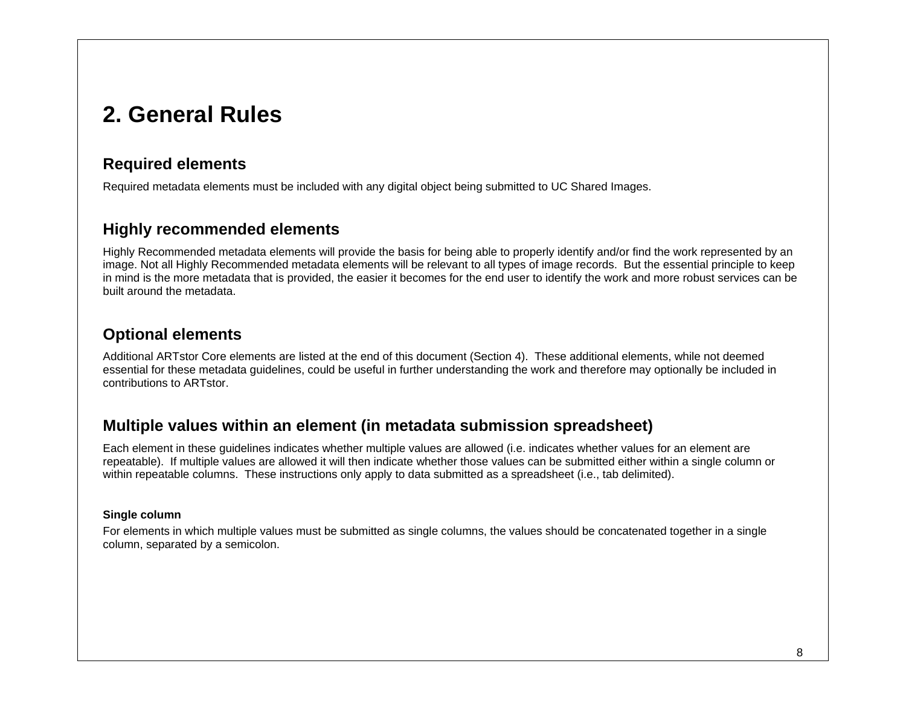# 2. General Rules

## Required elements

Required metadata elements must be included with any digital object being submitted to UC Shared Images.

## Highly recommended elements

Highly Recommended metadata elements will provide the basis for being able to properly identify and/or find the work represented by an image. Not all Highly Recommended metadata elements will be relevant to all types of image records. But the essential principle to keep in mind is the more metadata that is provided, the easier it becomes for the end user to identify the work and more robust services can be built around the metadata.

## Optional elements

Additional ARTstor Core elements are listed at the end of this document (Section 4). These additional elements, while not deemed essential for these metadata guidelines, could be useful in further understanding the work and therefore may optionally be included in contributions to ARTstor.

## Multiple values within an element (in metadata submission spreadsheet)

Each element in these guidelines indicates whether multiple values are allowed (i.e. indicates whether values for an element are repeatable). If multiple values are allowed it will then indicate whether those values can be submitted either within a single column or within repeatable columns. These instructions only apply to data submitted as a spreadsheet (i.e., tab delimited).

#### Single column

For elements in which multiple values must be submitted as single columns, the values should be concatenated together in a single column, separated by a semicolon.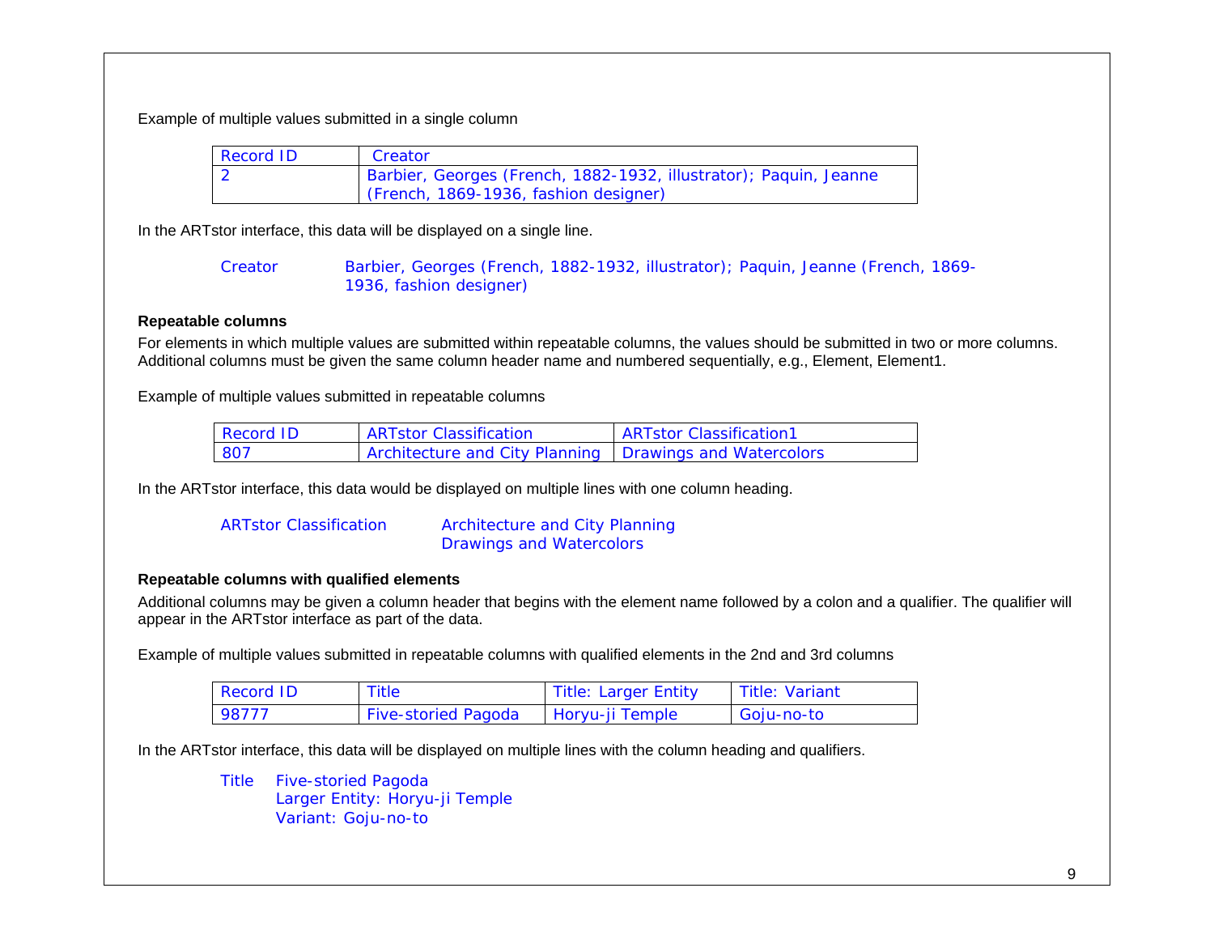Example of multiple values submitted in a single column

| Record ID | Creator |
| --- | --- |
| 2 | Barbier, Georges (French, 1882-1932, illustrator); Paquin, Jeanne (French, 1869-1936, fashion designer) |

In the ARTstor interface, this data will be displayed on a single line.

Creator　　Barbier, Georges (French, 1882-1932, illustrator); Paquin, Jeanne (French, 1869-1936, fashion designer)

### Repeatable columns

For elements in which multiple values are submitted within repeatable columns, the values should be submitted in two or more columns. Additional columns must be given the same column header name and numbered sequentially, e.g., Element, Element1.

Example of multiple values submitted in repeatable columns

| Record ID | ARTstor Classification | ARTstor Classification1 |
| --- | --- | --- |
| 807 | Architecture and City Planning | Drawings and Watercolors |

In the ARTstor interface, this data would be displayed on multiple lines with one column heading.

ARTstor Classification　　Architecture and City Planning
　　Drawings and Watercolors

### Repeatable columns with qualified elements

Additional columns may be given a column header that begins with the element name followed by a colon and a qualifier. The qualifier will appear in the ARTstor interface as part of the data.

Example of multiple values submitted in repeatable columns with qualified elements in the 2nd and 3rd columns

| Record ID | Title | Title: Larger Entity | Title: Variant |
| --- | --- | --- | --- |
| 98777 | Five-storied Pagoda | Horyu-ji Temple | Goju-no-to |

In the ARTstor interface, this data will be displayed on multiple lines with the column heading and qualifiers.

Title　Five-storied Pagoda
　Larger Entity: Horyu-ji Temple
　Variant: Goju-no-to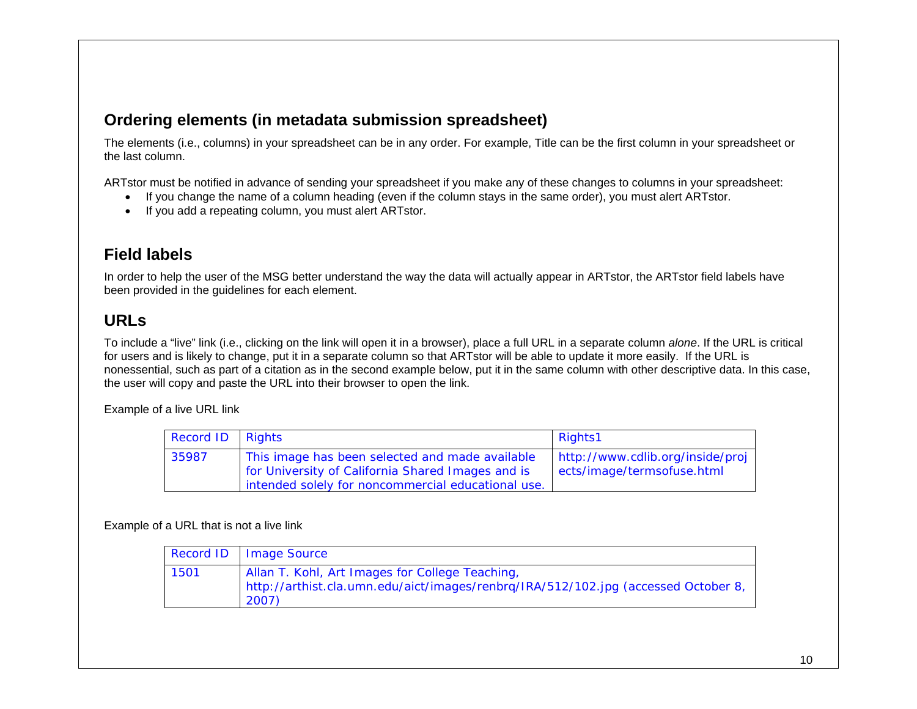## Ordering elements (in metadata submission spreadsheet)

The elements (i.e., columns) in your spreadsheet can be in any order. For example, Title can be the first column in your spreadsheet or the last column.

ARTstor must be notified in advance of sending your spreadsheet if you make any of these changes to columns in your spreadsheet:

- If you change the name of a column heading (even if the column stays in the same order), you must alert ARTstor.
- If you add a repeating column, you must alert ARTstor.

## Field labels

In order to help the user of the MSG better understand the way the data will actually appear in ARTstor, the ARTstor field labels have been provided in the guidelines for each element.

## URLs

To include a "live" link (i.e., clicking on the link will open it in a browser), place a full URL in a separate column *alone*. If the URL is critical for users and is likely to change, put it in a separate column so that ARTstor will be able to update it more easily. If the URL is nonessential, such as part of a citation as in the second example below, put it in the same column with other descriptive data. In this case, the user will copy and paste the URL into their browser to open the link.

Example of a live URL link

| Record ID | Rights | Rights1 |
|---|---|---|
| 35987 | This image has been selected and made available for University of California Shared Images and is intended solely for noncommercial educational use. | http://www.cdlib.org/inside/projects/image/termsofuse.html |

Example of a URL that is not a live link

| Record ID | Image Source |
|---|---|
| 1501 | Allan T. Kohl, Art Images for College Teaching, http://arthist.cla.umn.edu/aict/images/renbrq/IRA/512/102.jpg (accessed October 8, 2007) |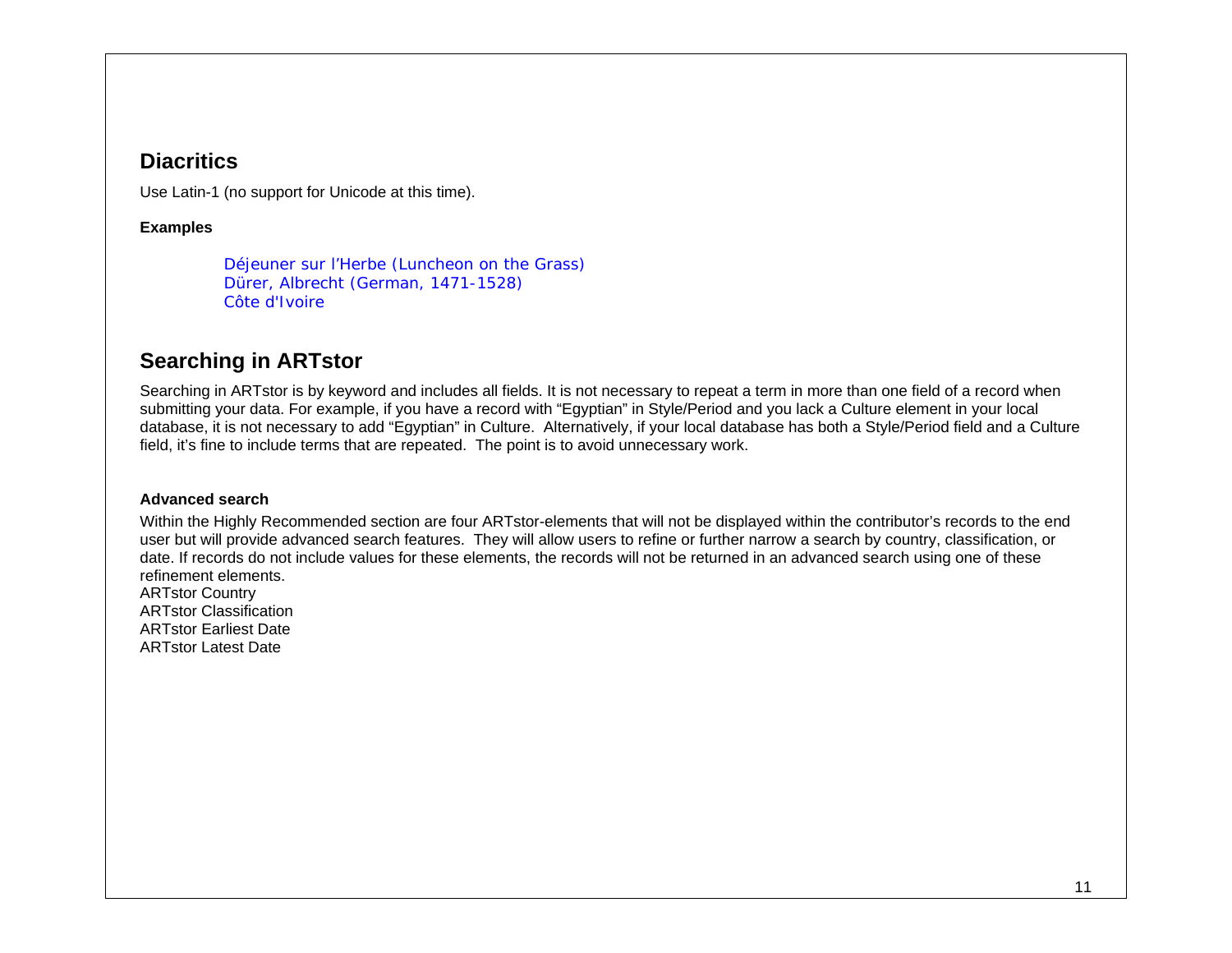## Diacritics

Use Latin-1 (no support for Unicode at this time).

**Examples**

> Déjeuner sur l'Herbe (Luncheon on the Grass)
> Dürer, Albrecht (German, 1471-1528)
> Côte d'Ivoire

## Searching in ARTstor

Searching in ARTstor is by keyword and includes all fields. It is not necessary to repeat a term in more than one field of a record when submitting your data. For example, if you have a record with "Egyptian" in Style/Period and you lack a Culture element in your local database, it is not necessary to add "Egyptian" in Culture. Alternatively, if your local database has both a Style/Period field and a Culture field, it's fine to include terms that are repeated. The point is to avoid unnecessary work.

**Advanced search**

Within the Highly Recommended section are four ARTstor-elements that will not be displayed within the contributor's records to the end user but will provide advanced search features. They will allow users to refine or further narrow a search by country, classification, or date. If records do not include values for these elements, the records will not be returned in an advanced search using one of these refinement elements.

ARTstor Country
ARTstor Classification
ARTstor Earliest Date
ARTstor Latest Date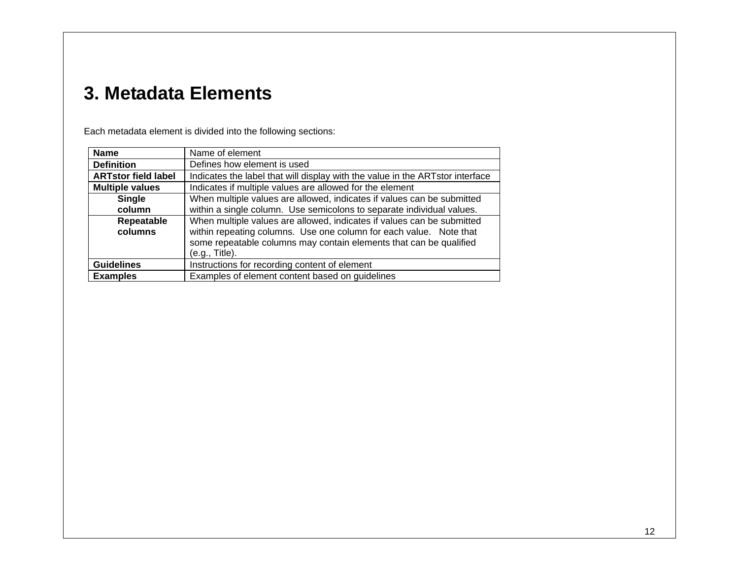# 3. Metadata Elements

Each metadata element is divided into the following sections:

| | |
|---|---|
| **Name** | Name of element |
| **Definition** | Defines how element is used |
| **ARTstor field label** | Indicates the label that will display with the value in the ARTstor interface |
| **Multiple values** | Indicates if multiple values are allowed for the element |
| **Single column** | When multiple values are allowed, indicates if values can be submitted within a single column. Use semicolons to separate individual values. |
| **Repeatable columns** | When multiple values are allowed, indicates if values can be submitted within repeating columns. Use one column for each value. Note that some repeatable columns may contain elements that can be qualified (e.g., Title). |
| **Guidelines** | Instructions for recording content of element |
| **Examples** | Examples of element content based on guidelines |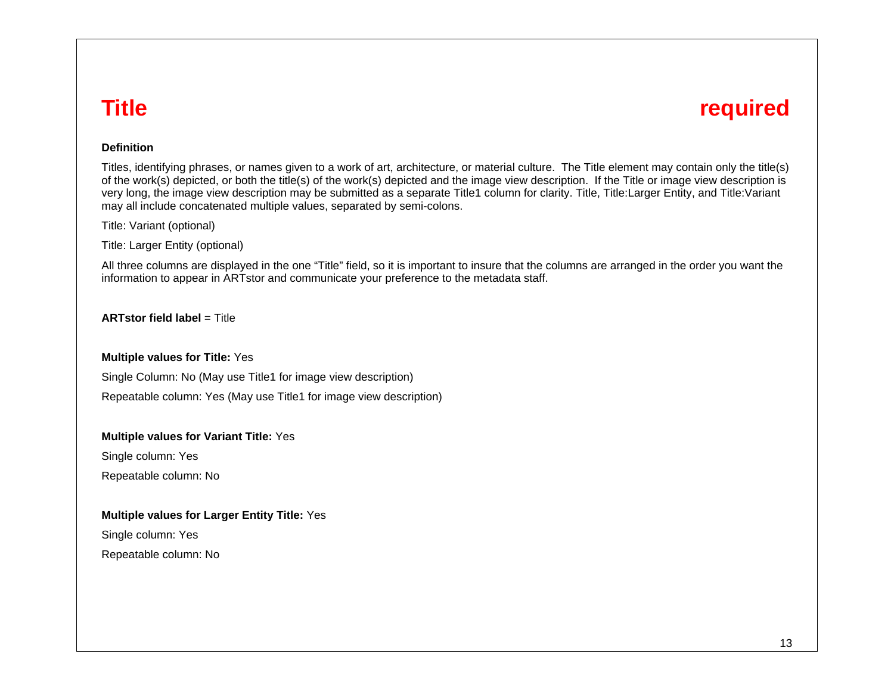# Title — required

**Definition**

Titles, identifying phrases, or names given to a work of art, architecture, or material culture. The Title element may contain only the title(s) of the work(s) depicted, or both the title(s) of the work(s) depicted and the image view description. If the Title or image view description is very long, the image view description may be submitted as a separate Title1 column for clarity. Title, Title:Larger Entity, and Title:Variant may all include concatenated multiple values, separated by semi-colons.

Title: Variant (optional)

Title: Larger Entity (optional)

All three columns are displayed in the one "Title" field, so it is important to insure that the columns are arranged in the order you want the information to appear in ARTstor and communicate your preference to the metadata staff.

**ARTstor field label** = Title

**Multiple values for Title:** Yes

Single Column: No (May use Title1 for image view description)

Repeatable column: Yes (May use Title1 for image view description)

**Multiple values for Variant Title:** Yes

Single column: Yes

Repeatable column: No

**Multiple values for Larger Entity Title:** Yes

Single column: Yes

Repeatable column: No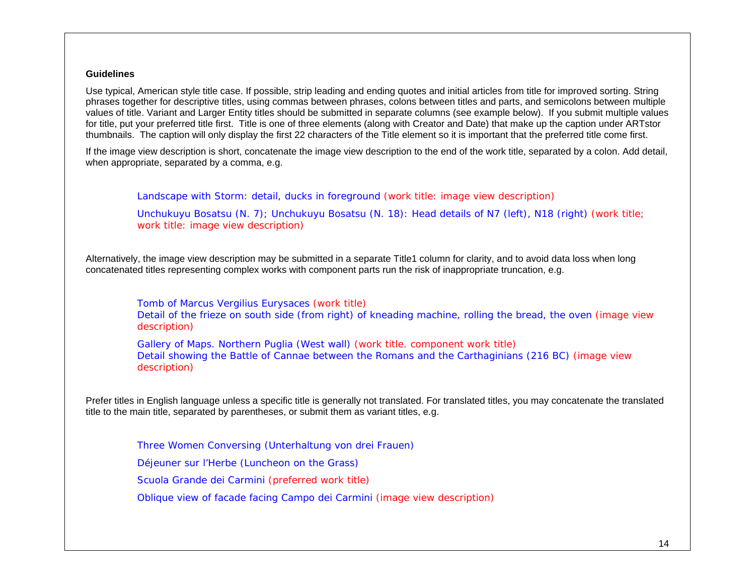**Guidelines**

Use typical, American style title case. If possible, strip leading and ending quotes and initial articles from title for improved sorting. String phrases together for descriptive titles, using commas between phrases, colons between titles and parts, and semicolons between multiple values of title. Variant and Larger Entity titles should be submitted in separate columns (see example below). If you submit multiple values for title, put your preferred title first. Title is one of three elements (along with Creator and Date) that make up the caption under ARTstor thumbnails. The caption will only display the first 22 characters of the Title element so it is important that the preferred title come first.

If the image view description is short, concatenate the image view description to the end of the work title, separated by a colon. Add detail, when appropriate, separated by a comma, e.g.

> Landscape with Storm: detail, ducks in foreground (work title: image view description)
>
> Unchukuyu Bosatsu (N. 7); Unchukuyu Bosatsu (N. 18): Head details of N7 (left), N18 (right) (work title; work title: image view description)

Alternatively, the image view description may be submitted in a separate Title1 column for clarity, and to avoid data loss when long concatenated titles representing complex works with component parts run the risk of inappropriate truncation, e.g.

> Tomb of Marcus Vergilius Eurysaces (work title)
> Detail of the frieze on south side (from right) of kneading machine, rolling the bread, the oven (image view description)
>
> Gallery of Maps. Northern Puglia (West wall) (work title. component work title)
> Detail showing the Battle of Cannae between the Romans and the Carthaginians (216 BC) (image view description)

Prefer titles in English language unless a specific title is generally not translated. For translated titles, you may concatenate the translated title to the main title, separated by parentheses, or submit them as variant titles, e.g.

> Three Women Conversing (Unterhaltung von drei Frauen)
>
> Déjeuner sur l'Herbe (Luncheon on the Grass)
>
> Scuola Grande dei Carmini (preferred work title)
>
> Oblique view of facade facing Campo dei Carmini (image view description)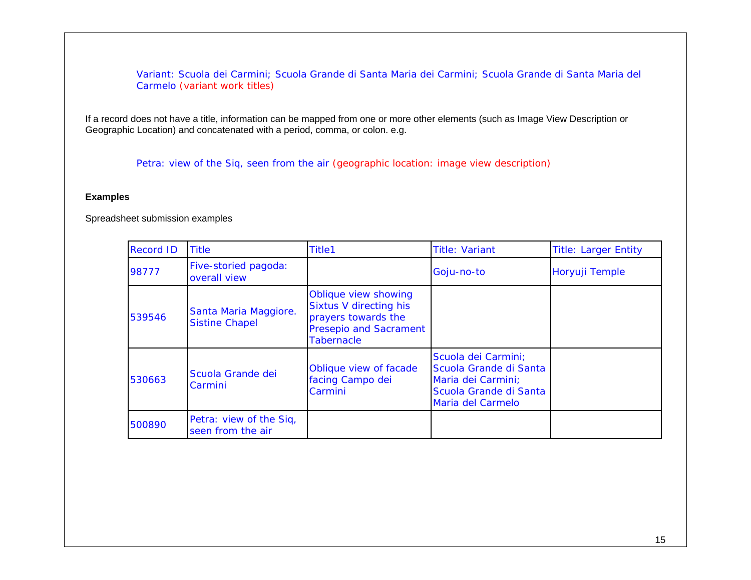Variant: Scuola dei Carmini; Scuola Grande di Santa Maria dei Carmini; Scuola Grande di Santa Maria del Carmelo (variant work titles)

If a record does not have a title, information can be mapped from one or more other elements (such as Image View Description or Geographic Location) and concatenated with a period, comma, or colon. e.g.

Petra: view of the Siq, seen from the air (geographic location: image view description)

**Examples**

Spreadsheet submission examples

| Record ID | Title | Title1 | Title: Variant | Title: Larger Entity |
|---|---|---|---|---|
| 98777 | Five-storied pagoda: overall view | | Goju-no-to | Horyuji Temple |
| 539546 | Santa Maria Maggiore. Sistine Chapel | Oblique view showing Sixtus V directing his prayers towards the Presepio and Sacrament Tabernacle | | |
| 530663 | Scuola Grande dei Carmini | Oblique view of facade facing Campo dei Carmini | Scuola dei Carmini; Scuola Grande di Santa Maria dei Carmini; Scuola Grande di Santa Maria del Carmelo | |
| 500890 | Petra: view of the Siq, seen from the air | | | |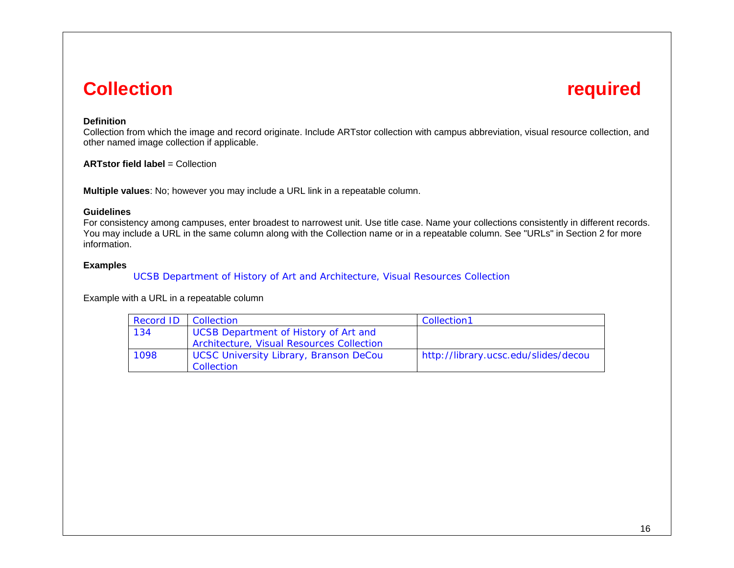# Collection required

**Definition**
Collection from which the image and record originate. Include ARTstor collection with campus abbreviation, visual resource collection, and other named image collection if applicable.

**ARTstor field label** = Collection

**Multiple values**: No; however you may include a URL link in a repeatable column.

**Guidelines**
For consistency among campuses, enter broadest to narrowest unit. Use title case. Name your collections consistently in different records. You may include a URL in the same column along with the Collection name or in a repeatable column. See "URLs" in Section 2 for more information.

**Examples**

UCSB Department of History of Art and Architecture, Visual Resources Collection

Example with a URL in a repeatable column

| Record ID | Collection | Collection1 |
|---|---|---|
| 134 | UCSB Department of History of Art and Architecture, Visual Resources Collection | |
| 1098 | UCSC University Library, Branson DeCou Collection | http://library.ucsc.edu/slides/decou |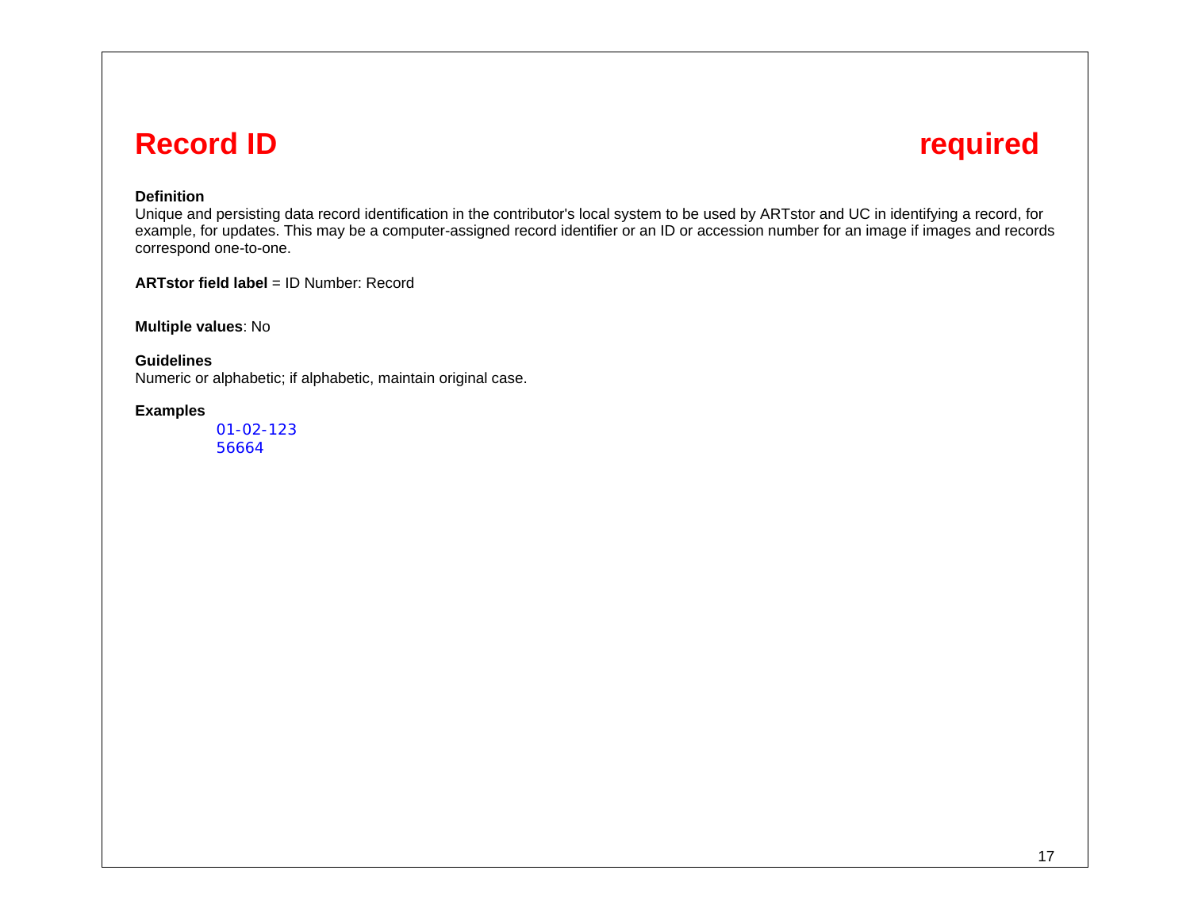# Record ID — required

**Definition**
Unique and persisting data record identification in the contributor's local system to be used by ARTstor and UC in identifying a record, for example, for updates. This may be a computer-assigned record identifier or an ID or accession number for an image if images and records correspond one-to-one.

**ARTstor field label** = ID Number: Record

**Multiple values**: No

**Guidelines**
Numeric or alphabetic; if alphabetic, maintain original case.

**Examples**

01-02-123
56664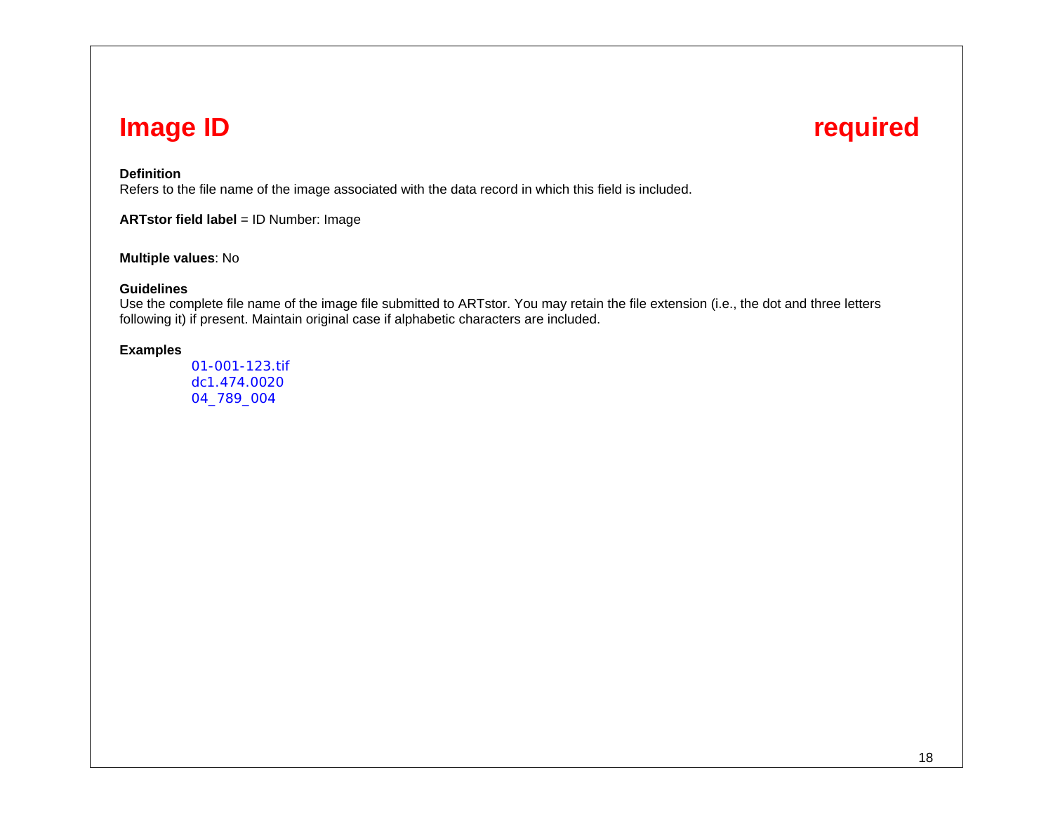# Image ID — required

**Definition**
Refers to the file name of the image associated with the data record in which this field is included.

**ARTstor field label** = ID Number: Image

**Multiple values**: No

**Guidelines**
Use the complete file name of the image file submitted to ARTstor. You may retain the file extension (i.e., the dot and three letters following it) if present. Maintain original case if alphabetic characters are included.

**Examples**

01-001-123.tif
dc1.474.0020
04_789_004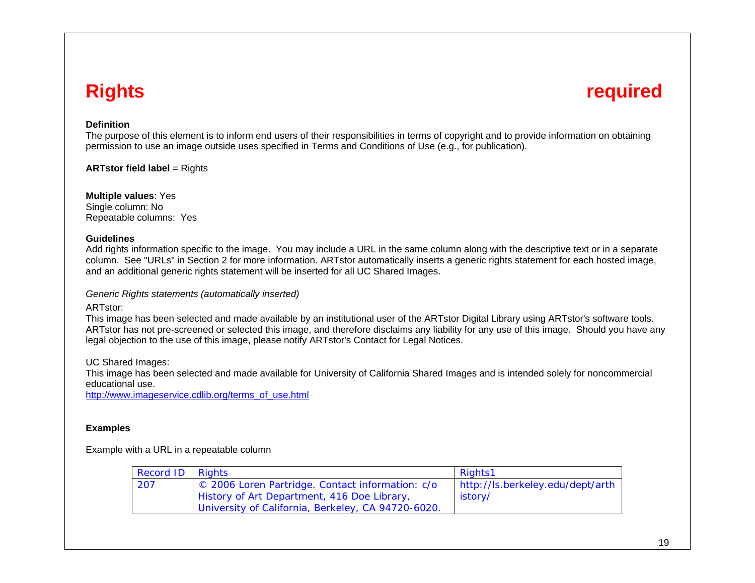# Rights required

**Definition**
The purpose of this element is to inform end users of their responsibilities in terms of copyright and to provide information on obtaining permission to use an image outside uses specified in Terms and Conditions of Use (e.g., for publication).

**ARTstor field label** = Rights

**Multiple values**: Yes
Single column: No
Repeatable columns: Yes

**Guidelines**
Add rights information specific to the image. You may include a URL in the same column along with the descriptive text or in a separate column. See "URLs" in Section 2 for more information. ARTstor automatically inserts a generic rights statement for each hosted image, and an additional generic rights statement will be inserted for all UC Shared Images.

*Generic Rights statements (automatically inserted)*

ARTstor:
This image has been selected and made available by an institutional user of the ARTstor Digital Library using ARTstor's software tools. ARTstor has not pre-screened or selected this image, and therefore disclaims any liability for any use of this image. Should you have any legal objection to the use of this image, please notify ARTstor's Contact for Legal Notices.

UC Shared Images:
This image has been selected and made available for University of California Shared Images and is intended solely for noncommercial educational use.
http://www.imageservice.cdlib.org/terms_of_use.html

**Examples**

Example with a URL in a repeatable column

| Record ID | Rights | Rights1 |
|---|---|---|
| 207 | © 2006 Loren Partridge. Contact information: c/o History of Art Department, 416 Doe Library, University of California, Berkeley, CA 94720-6020. | http://ls.berkeley.edu/dept/arthistory/ |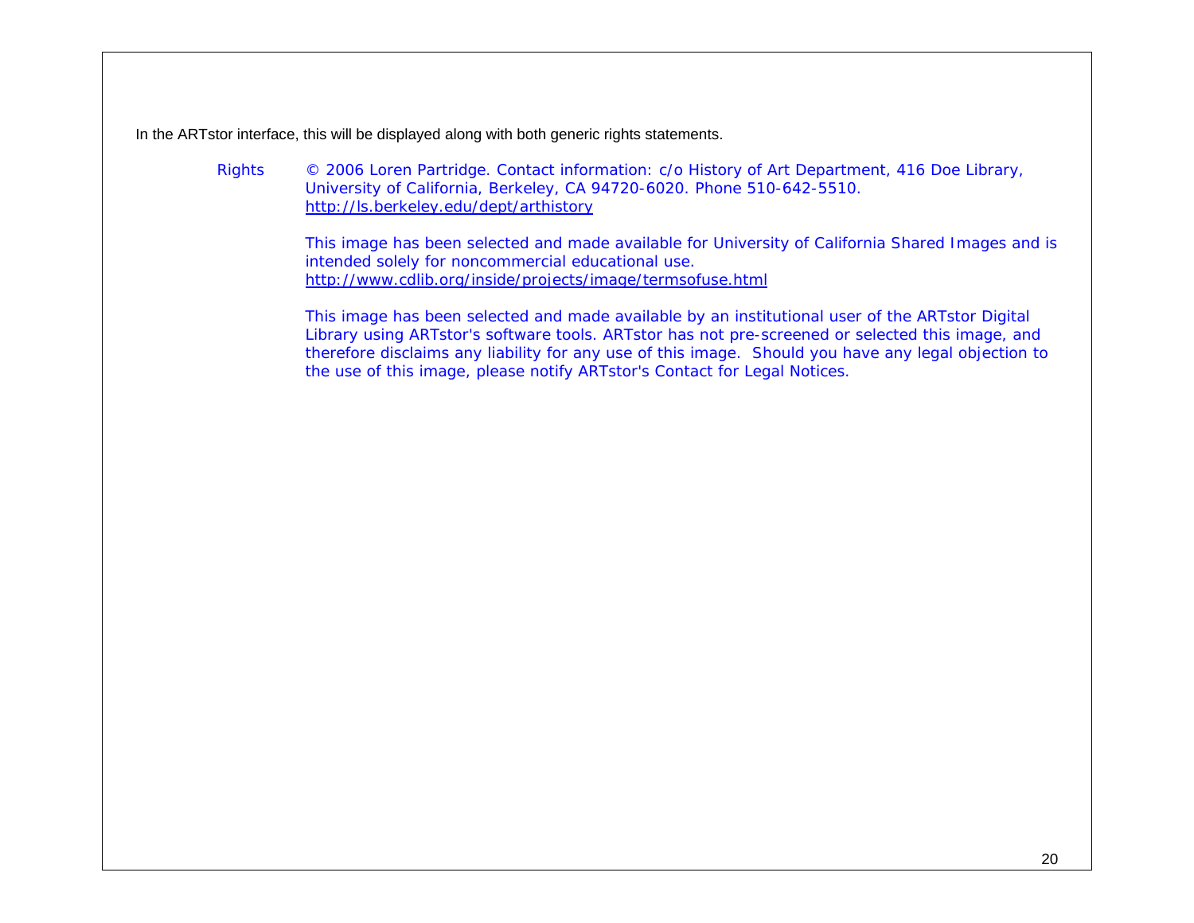In the ARTstor interface, this will be displayed along with both generic rights statements.

Rights © 2006 Loren Partridge. Contact information: c/o History of Art Department, 416 Doe Library, University of California, Berkeley, CA 94720-6020. Phone 510-642-5510. http://ls.berkeley.edu/dept/arthistory

This image has been selected and made available for University of California Shared Images and is intended solely for noncommercial educational use. http://www.cdlib.org/inside/projects/image/termsofuse.html

This image has been selected and made available by an institutional user of the ARTstor Digital Library using ARTstor's software tools. ARTstor has not pre-screened or selected this image, and therefore disclaims any liability for any use of this image. Should you have any legal objection to the use of this image, please notify ARTstor's Contact for Legal Notices.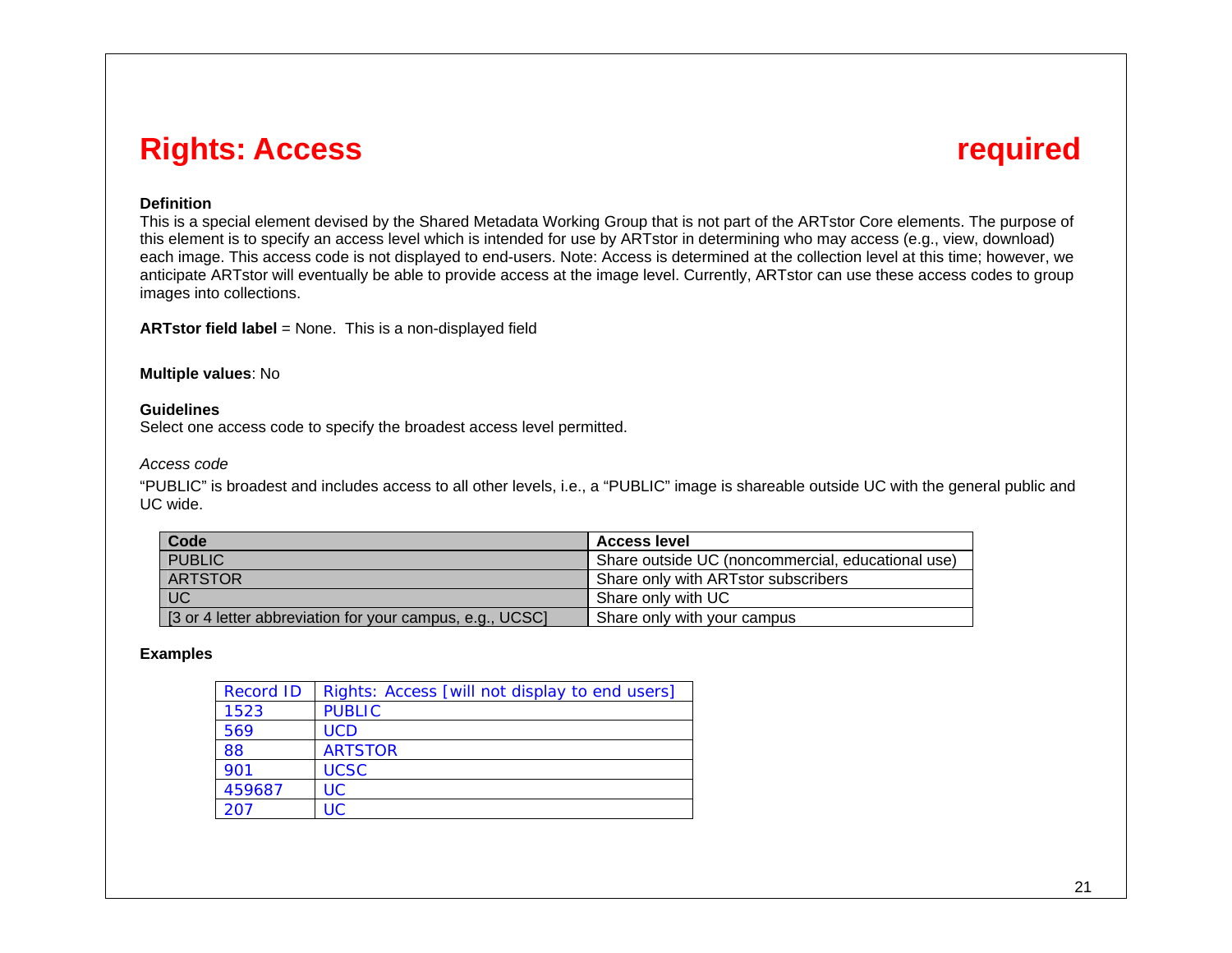# Rights: Access

**required**

**Definition**

This is a special element devised by the Shared Metadata Working Group that is not part of the ARTstor Core elements. The purpose of this element is to specify an access level which is intended for use by ARTstor in determining who may access (e.g., view, download) each image. This access code is not displayed to end-users. Note: Access is determined at the collection level at this time; however, we anticipate ARTstor will eventually be able to provide access at the image level. Currently, ARTstor can use these access codes to group images into collections.

**ARTstor field label** = None. This is a non-displayed field

**Multiple values**: No

**Guidelines**

Select one access code to specify the broadest access level permitted.

*Access code*

"PUBLIC" is broadest and includes access to all other levels, i.e., a "PUBLIC" image is shareable outside UC with the general public and UC wide.

| Code | Access level |
|---|---|
| PUBLIC | Share outside UC (noncommercial, educational use) |
| ARTSTOR | Share only with ARTstor subscribers |
| UC | Share only with UC |
| [3 or 4 letter abbreviation for your campus, e.g., UCSC] | Share only with your campus |

**Examples**

| Record ID | Rights: Access [will not display to end users] |
|---|---|
| 1523 | PUBLIC |
| 569 | UCD |
| 88 | ARTSTOR |
| 901 | UCSC |
| 459687 | UC |
| 207 | UC |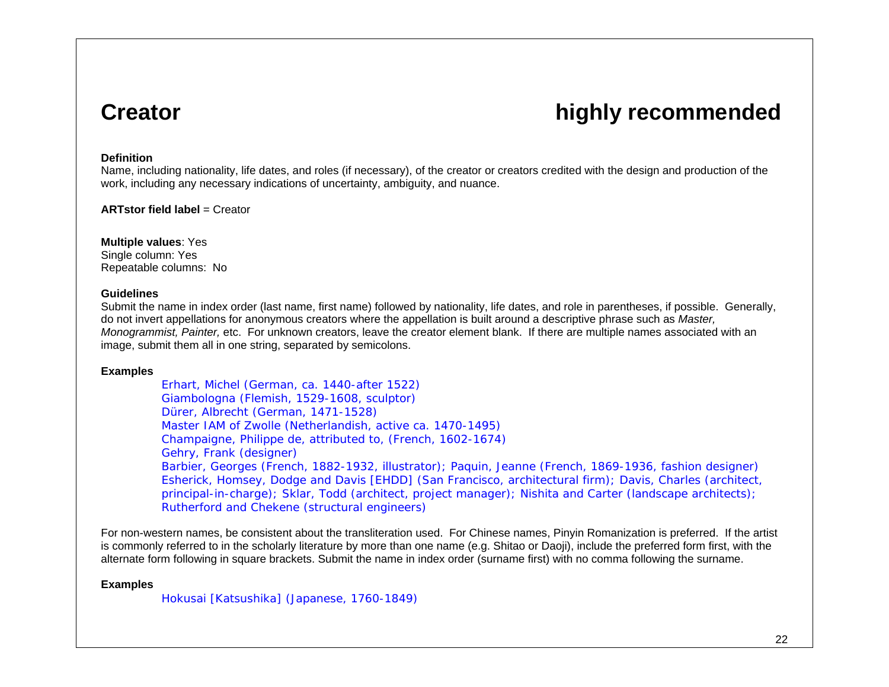# Creator

**highly recommended**

**Definition**

Name, including nationality, life dates, and roles (if necessary), of the creator or creators credited with the design and production of the work, including any necessary indications of uncertainty, ambiguity, and nuance.

**ARTstor field label** = Creator

**Multiple values**: Yes
Single column: Yes
Repeatable columns: No

**Guidelines**

Submit the name in index order (last name, first name) followed by nationality, life dates, and role in parentheses, if possible. Generally, do not invert appellations for anonymous creators where the appellation is built around a descriptive phrase such as *Master, Monogrammist, Painter,* etc. For unknown creators, leave the creator element blank. If there are multiple names associated with an image, submit them all in one string, separated by semicolons.

**Examples**

Erhart, Michel (German, ca. 1440-after 1522)
Giambologna (Flemish, 1529-1608, sculptor)
Dürer, Albrecht (German, 1471-1528)
Master IAM of Zwolle (Netherlandish, active ca. 1470-1495)
Champaigne, Philippe de, attributed to, (French, 1602-1674)
Gehry, Frank (designer)
Barbier, Georges (French, 1882-1932, illustrator); Paquin, Jeanne (French, 1869-1936, fashion designer)
Esherick, Homsey, Dodge and Davis [EHDD] (San Francisco, architectural firm); Davis, Charles (architect, principal-in-charge); Sklar, Todd (architect, project manager); Nishita and Carter (landscape architects); Rutherford and Chekene (structural engineers)

For non-western names, be consistent about the transliteration used. For Chinese names, Pinyin Romanization is preferred. If the artist is commonly referred to in the scholarly literature by more than one name (e.g. Shitao or Daoji), include the preferred form first, with the alternate form following in square brackets. Submit the name in index order (surname first) with no comma following the surname.

**Examples**

Hokusai [Katsushika] (Japanese, 1760-1849)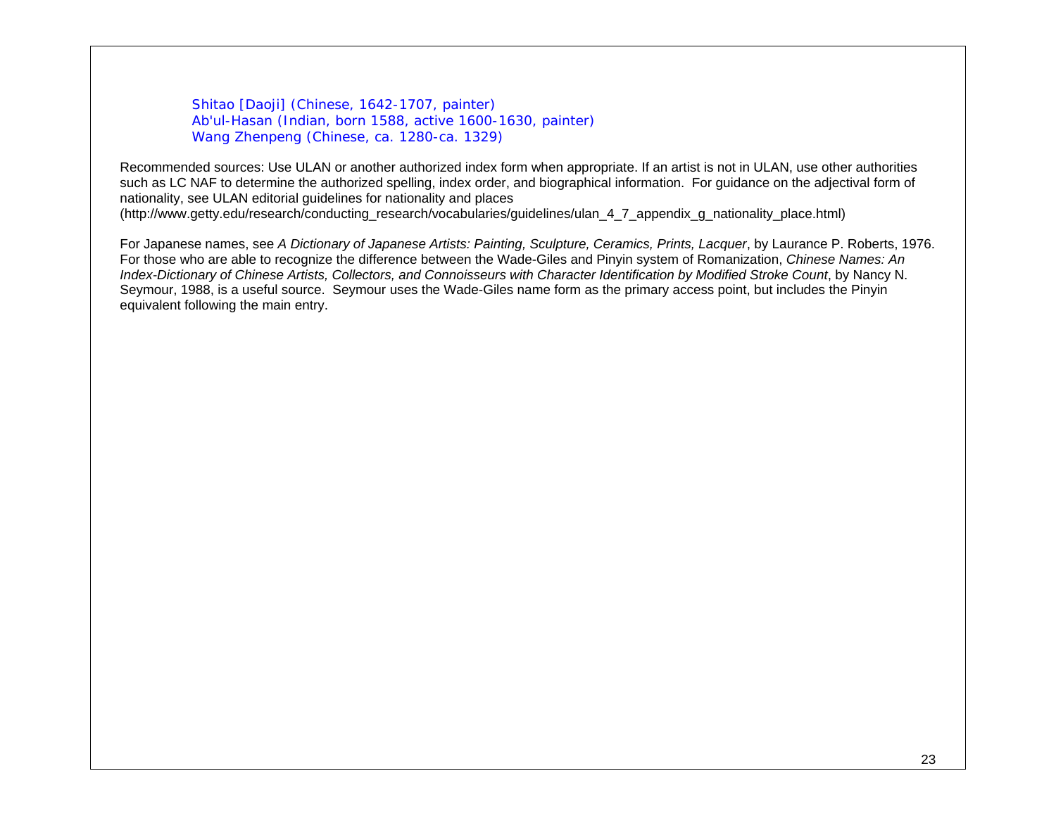Shitao [Daoji] (Chinese, 1642-1707, painter)  
Ab'ul-Hasan (Indian, born 1588, active 1600-1630, painter)  
Wang Zhenpeng (Chinese, ca. 1280-ca. 1329)

Recommended sources: Use ULAN or another authorized index form when appropriate. If an artist is not in ULAN, use other authorities such as LC NAF to determine the authorized spelling, index order, and biographical information. For guidance on the adjectival form of nationality, see ULAN editorial guidelines for nationality and places (http://www.getty.edu/research/conducting_research/vocabularies/guidelines/ulan_4_7_appendix_g_nationality_place.html)

For Japanese names, see *A Dictionary of Japanese Artists: Painting, Sculpture, Ceramics, Prints, Lacquer*, by Laurance P. Roberts, 1976. For those who are able to recognize the difference between the Wade-Giles and Pinyin system of Romanization, *Chinese Names: An Index-Dictionary of Chinese Artists, Collectors, and Connoisseurs with Character Identification by Modified Stroke Count*, by Nancy N. Seymour, 1988, is a useful source. Seymour uses the Wade-Giles name form as the primary access point, but includes the Pinyin equivalent following the main entry.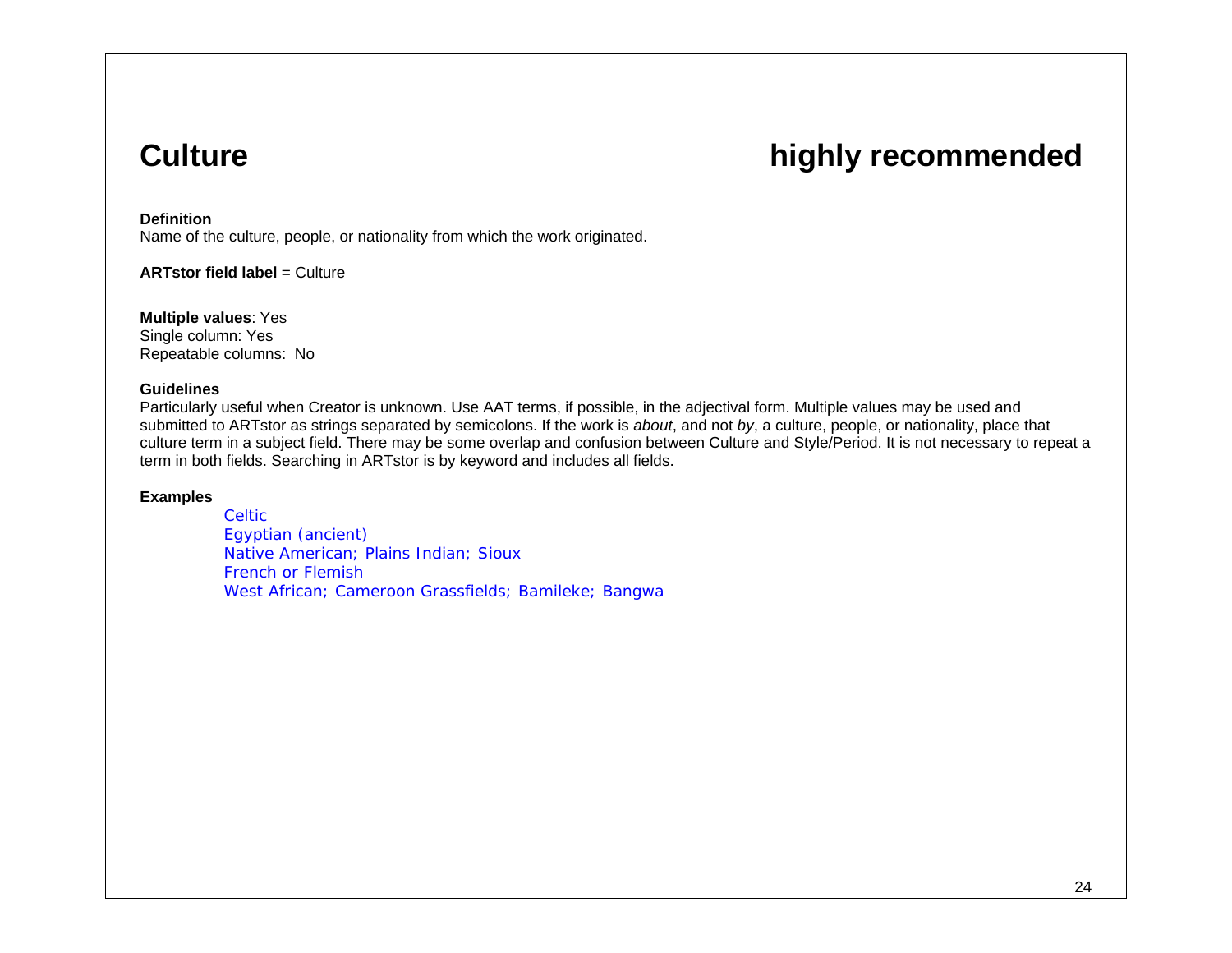# Culture highly recommended

**Definition**
Name of the culture, people, or nationality from which the work originated.

**ARTstor field label** = Culture

**Multiple values**: Yes
Single column: Yes
Repeatable columns: No

**Guidelines**
Particularly useful when Creator is unknown. Use AAT terms, if possible, in the adjectival form. Multiple values may be used and submitted to ARTstor as strings separated by semicolons. If the work is *about*, and not *by*, a culture, people, or nationality, place that culture term in a subject field. There may be some overlap and confusion between Culture and Style/Period. It is not necessary to repeat a term in both fields. Searching in ARTstor is by keyword and includes all fields.

**Examples**

Celtic
Egyptian (ancient)
Native American; Plains Indian; Sioux
French or Flemish
West African; Cameroon Grassfields; Bamileke; Bangwa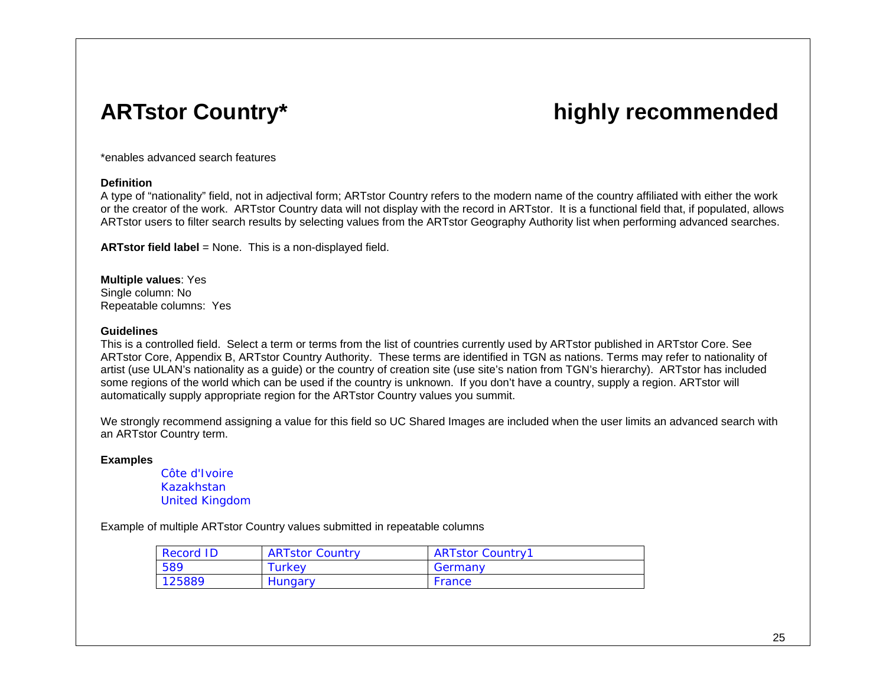# ARTstor Country* highly recommended

*enables advanced search features

**Definition**
A type of "nationality" field, not in adjectival form; ARTstor Country refers to the modern name of the country affiliated with either the work or the creator of the work. ARTstor Country data will not display with the record in ARTstor. It is a functional field that, if populated, allows ARTstor users to filter search results by selecting values from the ARTstor Geography Authority list when performing advanced searches.

**ARTstor field label** = None. This is a non-displayed field.

**Multiple values**: Yes
Single column: No
Repeatable columns: Yes

**Guidelines**
This is a controlled field. Select a term or terms from the list of countries currently used by ARTstor published in ARTstor Core. See ARTstor Core, Appendix B, ARTstor Country Authority. These terms are identified in TGN as nations. Terms may refer to nationality of artist (use ULAN's nationality as a guide) or the country of creation site (use site's nation from TGN's hierarchy). ARTstor has included some regions of the world which can be used if the country is unknown. If you don't have a country, supply a region. ARTstor will automatically supply appropriate region for the ARTstor Country values you summit.

We strongly recommend assigning a value for this field so UC Shared Images are included when the user limits an advanced search with an ARTstor Country term.

**Examples**

Côte d'Ivoire
Kazakhstan
United Kingdom

Example of multiple ARTstor Country values submitted in repeatable columns

| Record ID | ARTstor Country | ARTstor Country1 |
|---|---|---|
| 589 | Turkey | Germany |
| 125889 | Hungary | France |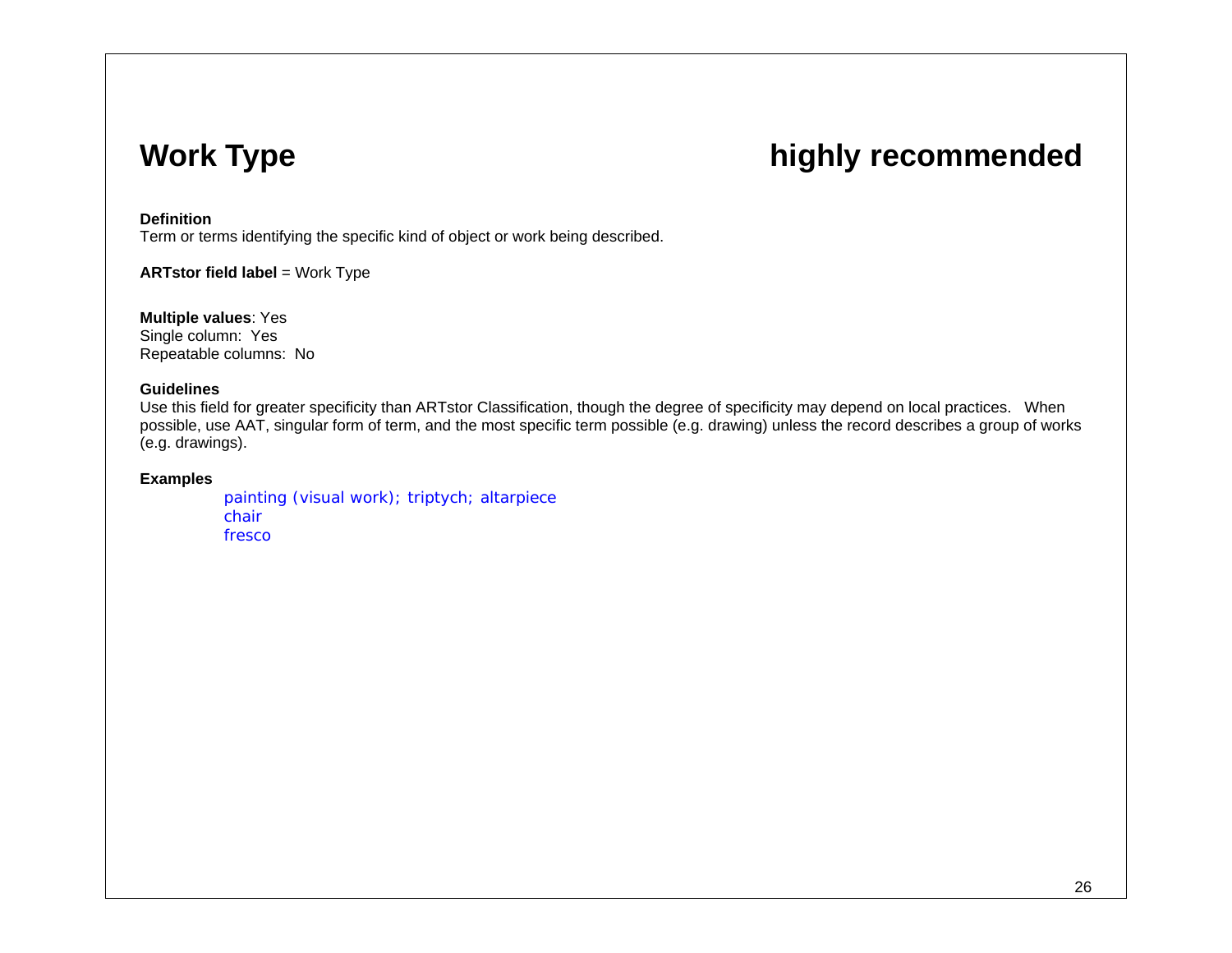# Work Type highly recommended

**Definition**
Term or terms identifying the specific kind of object or work being described.

**ARTstor field label** = Work Type

**Multiple values**: Yes
Single column: Yes
Repeatable columns: No

**Guidelines**
Use this field for greater specificity than ARTstor Classification, though the degree of specificity may depend on local practices. When possible, use AAT, singular form of term, and the most specific term possible (e.g. drawing) unless the record describes a group of works (e.g. drawings).

**Examples**

painting (visual work); triptych; altarpiece
chair
fresco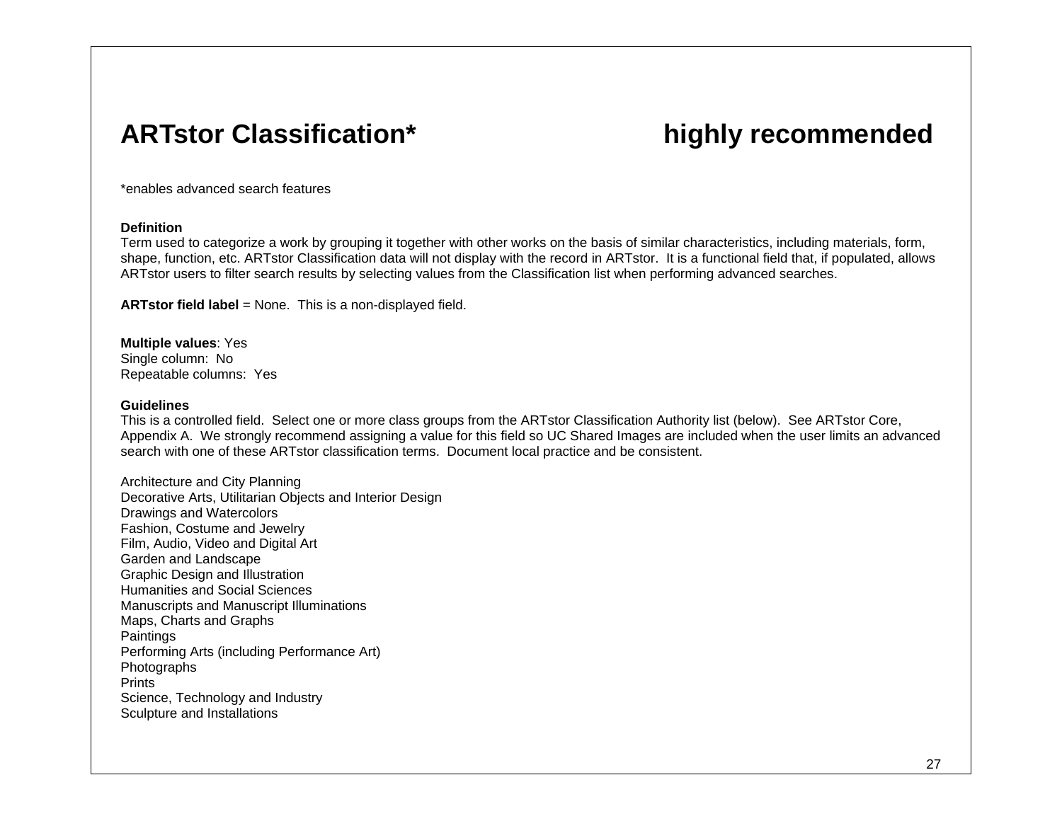# ARTstor Classification* highly recommended

*enables advanced search features

**Definition**
Term used to categorize a work by grouping it together with other works on the basis of similar characteristics, including materials, form, shape, function, etc. ARTstor Classification data will not display with the record in ARTstor. It is a functional field that, if populated, allows ARTstor users to filter search results by selecting values from the Classification list when performing advanced searches.

**ARTstor field label** = None. This is a non-displayed field.

**Multiple values**: Yes
Single column: No
Repeatable columns: Yes

**Guidelines**
This is a controlled field. Select one or more class groups from the ARTstor Classification Authority list (below). See ARTstor Core, Appendix A. We strongly recommend assigning a value for this field so UC Shared Images are included when the user limits an advanced search with one of these ARTstor classification terms. Document local practice and be consistent.

Architecture and City Planning
Decorative Arts, Utilitarian Objects and Interior Design
Drawings and Watercolors
Fashion, Costume and Jewelry
Film, Audio, Video and Digital Art
Garden and Landscape
Graphic Design and Illustration
Humanities and Social Sciences
Manuscripts and Manuscript Illuminations
Maps, Charts and Graphs
Paintings
Performing Arts (including Performance Art)
Photographs
Prints
Science, Technology and Industry
Sculpture and Installations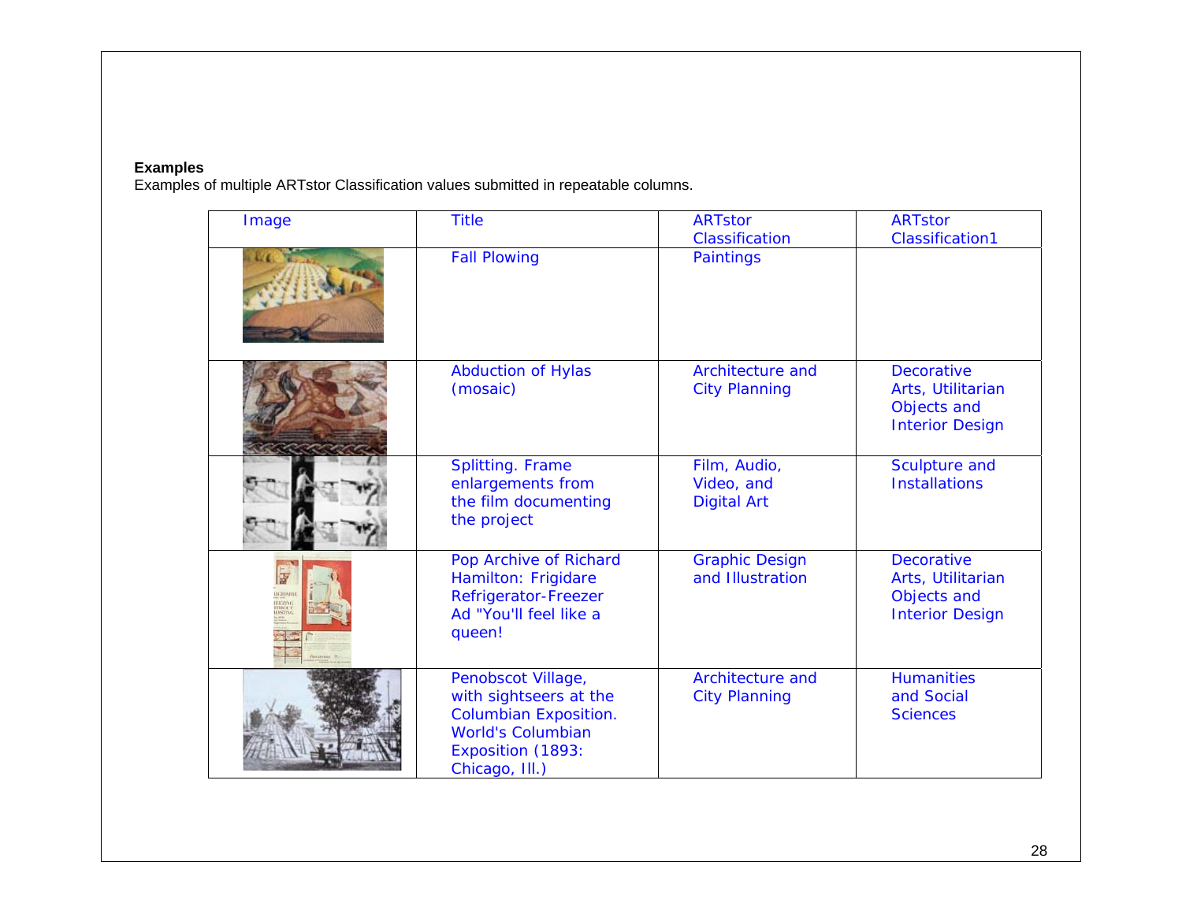**Examples**

Examples of multiple ARTstor Classification values submitted in repeatable columns.

| Image | Title | ARTstor Classification | ARTstor Classification1 |
|---|---|---|---|
| | Fall Plowing | Paintings | |
| | Abduction of Hylas (mosaic) | Architecture and City Planning | Decorative Arts, Utilitarian Objects and Interior Design |
| | Splitting. Frame enlargements from the film documenting the project | Film, Audio, Video, and Digital Art | Sculpture and Installations |
| | Pop Archive of Richard Hamilton: Frigidare Refrigerator-Freezer Ad "You'll feel like a queen! | Graphic Design and Illustration | Decorative Arts, Utilitarian Objects and Interior Design |
| | Penobscot Village, with sightseers at the Columbian Exposition. World's Columbian Exposition (1893: Chicago, Ill.) | Architecture and City Planning | Humanities and Social Sciences |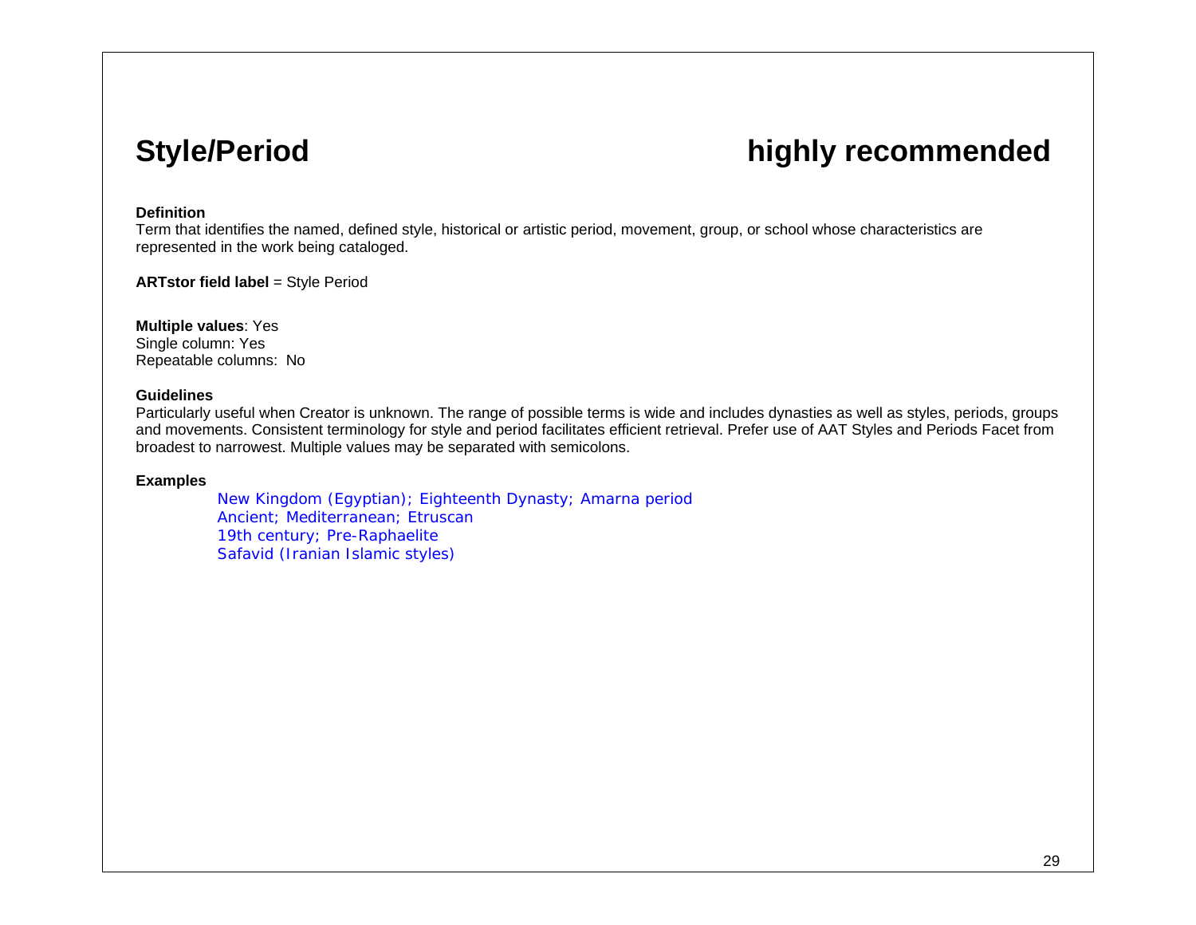# Style/Period highly recommended

**Definition**
Term that identifies the named, defined style, historical or artistic period, movement, group, or school whose characteristics are represented in the work being cataloged.

**ARTstor field label** = Style Period

**Multiple values**: Yes
Single column: Yes
Repeatable columns: No

**Guidelines**
Particularly useful when Creator is unknown. The range of possible terms is wide and includes dynasties as well as styles, periods, groups and movements. Consistent terminology for style and period facilitates efficient retrieval. Prefer use of AAT Styles and Periods Facet from broadest to narrowest. Multiple values may be separated with semicolons.

**Examples**

New Kingdom (Egyptian); Eighteenth Dynasty; Amarna period
Ancient; Mediterranean; Etruscan
19th century; Pre-Raphaelite
Safavid (Iranian Islamic styles)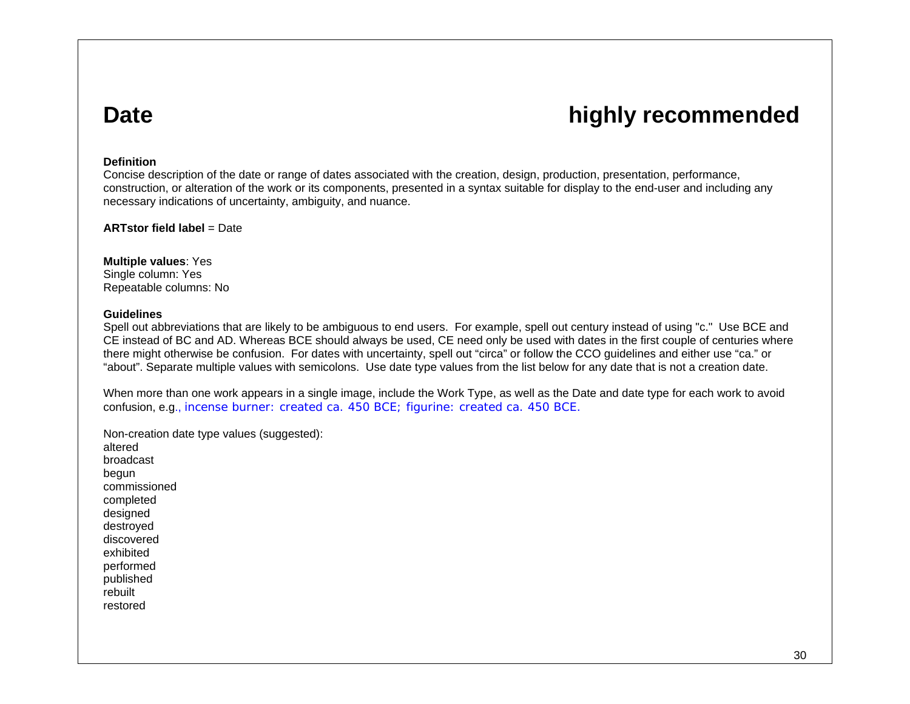# Date

**highly recommended**

**Definition**
Concise description of the date or range of dates associated with the creation, design, production, presentation, performance, construction, or alteration of the work or its components, presented in a syntax suitable for display to the end-user and including any necessary indications of uncertainty, ambiguity, and nuance.

**ARTstor field label** = Date

**Multiple values**: Yes
Single column: Yes
Repeatable columns: No

**Guidelines**
Spell out abbreviations that are likely to be ambiguous to end users. For example, spell out century instead of using "c." Use BCE and CE instead of BC and AD. Whereas BCE should always be used, CE need only be used with dates in the first couple of centuries where there might otherwise be confusion. For dates with uncertainty, spell out "circa" or follow the CCO guidelines and either use "ca." or "about". Separate multiple values with semicolons. Use date type values from the list below for any date that is not a creation date.

When more than one work appears in a single image, include the Work Type, as well as the Date and date type for each work to avoid confusion, e.g., incense burner: created ca. 450 BCE; figurine: created ca. 450 BCE.

Non-creation date type values (suggested):
altered
broadcast
begun
commissioned
completed
designed
destroyed
discovered
exhibited
performed
published
rebuilt
restored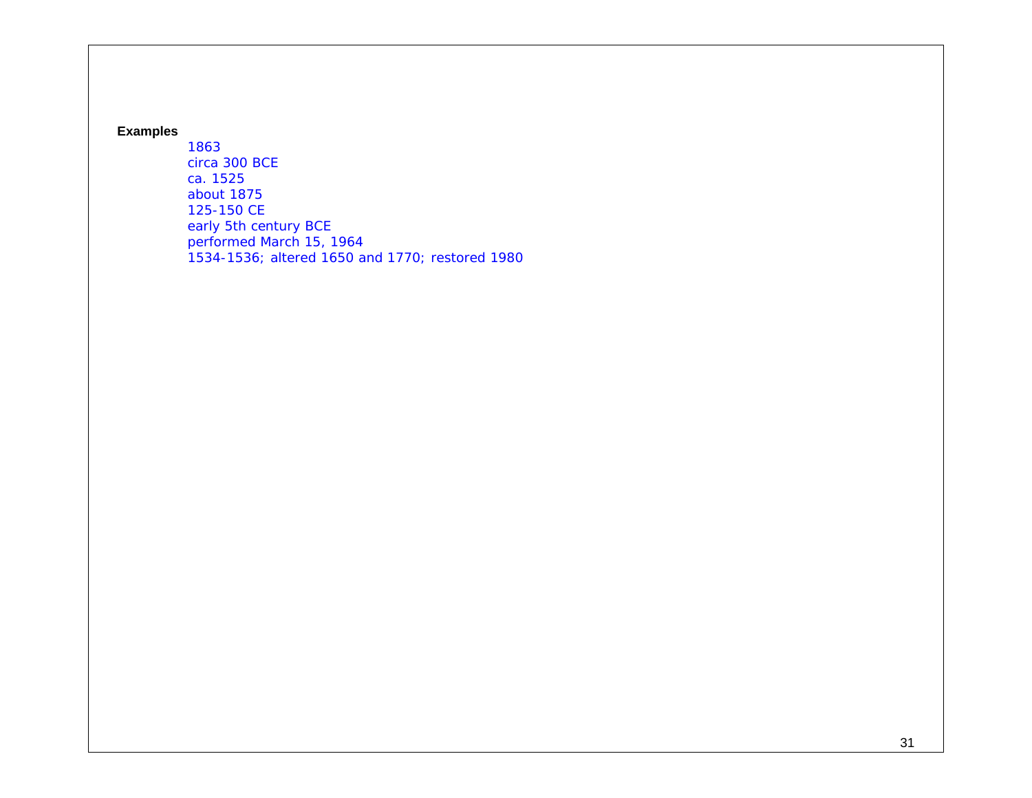**Examples**

1863
circa 300 BCE
ca. 1525
about 1875
125-150 CE
early 5th century BCE
performed March 15, 1964
1534-1536; altered 1650 and 1770; restored 1980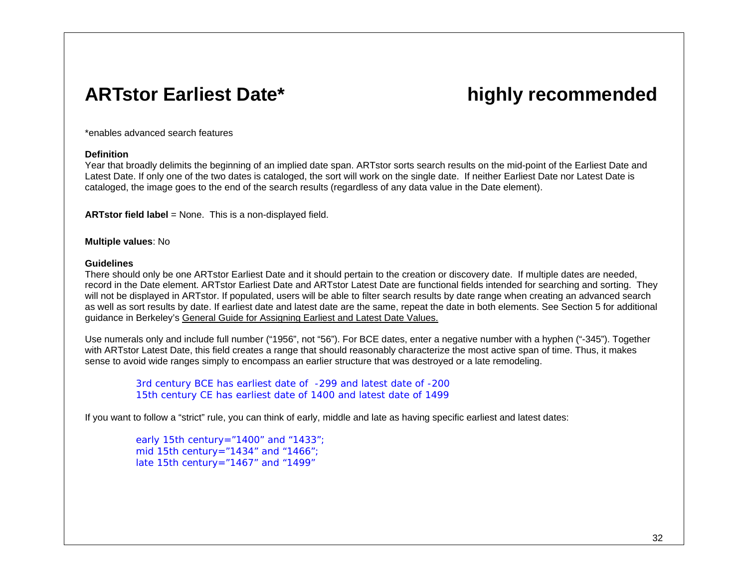# ARTstor Earliest Date* highly recommended

*enables advanced search features

**Definition**

Year that broadly delimits the beginning of an implied date span. ARTstor sorts search results on the mid-point of the Earliest Date and Latest Date. If only one of the two dates is cataloged, the sort will work on the single date. If neither Earliest Date nor Latest Date is cataloged, the image goes to the end of the search results (regardless of any data value in the Date element).

**ARTstor field label** = None. This is a non-displayed field.

**Multiple values**: No

**Guidelines**

There should only be one ARTstor Earliest Date and it should pertain to the creation or discovery date. If multiple dates are needed, record in the Date element. ARTstor Earliest Date and ARTstor Latest Date are functional fields intended for searching and sorting. They will not be displayed in ARTstor. If populated, users will be able to filter search results by date range when creating an advanced search as well as sort results by date. If earliest date and latest date are the same, repeat the date in both elements. See Section 5 for additional guidance in Berkeley's General Guide for Assigning Earliest and Latest Date Values.

Use numerals only and include full number ("1956", not "56"). For BCE dates, enter a negative number with a hyphen ("-345"). Together with ARTstor Latest Date, this field creates a range that should reasonably characterize the most active span of time. Thus, it makes sense to avoid wide ranges simply to encompass an earlier structure that was destroyed or a late remodeling.

> 3rd century BCE has earliest date of -299 and latest date of -200
> 15th century CE has earliest date of 1400 and latest date of 1499

If you want to follow a "strict" rule, you can think of early, middle and late as having specific earliest and latest dates:

> early 15th century="1400" and "1433";
> mid 15th century="1434" and "1466";
> late 15th century="1467" and "1499"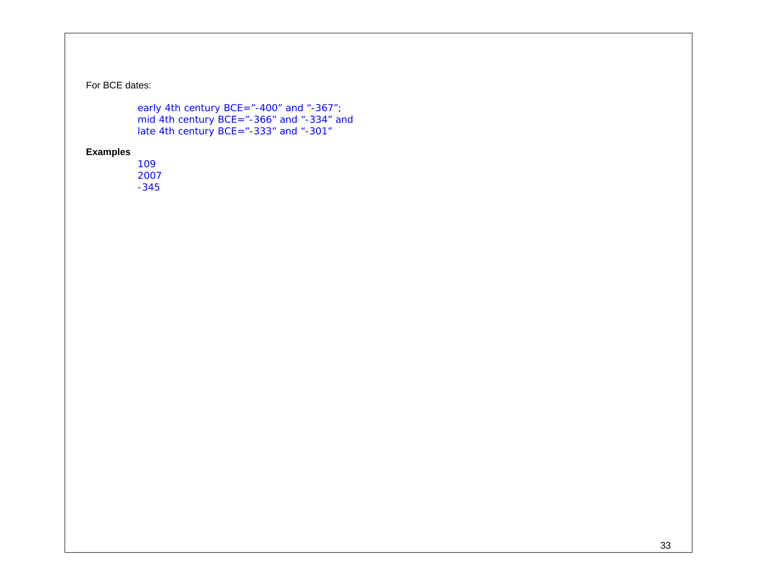For BCE dates:

early 4th century BCE=”-400” and “-367”;
mid 4th century BCE=”-366” and “-334” and
late 4th century BCE=”-333” and “-301”

**Examples**

109
2007
-345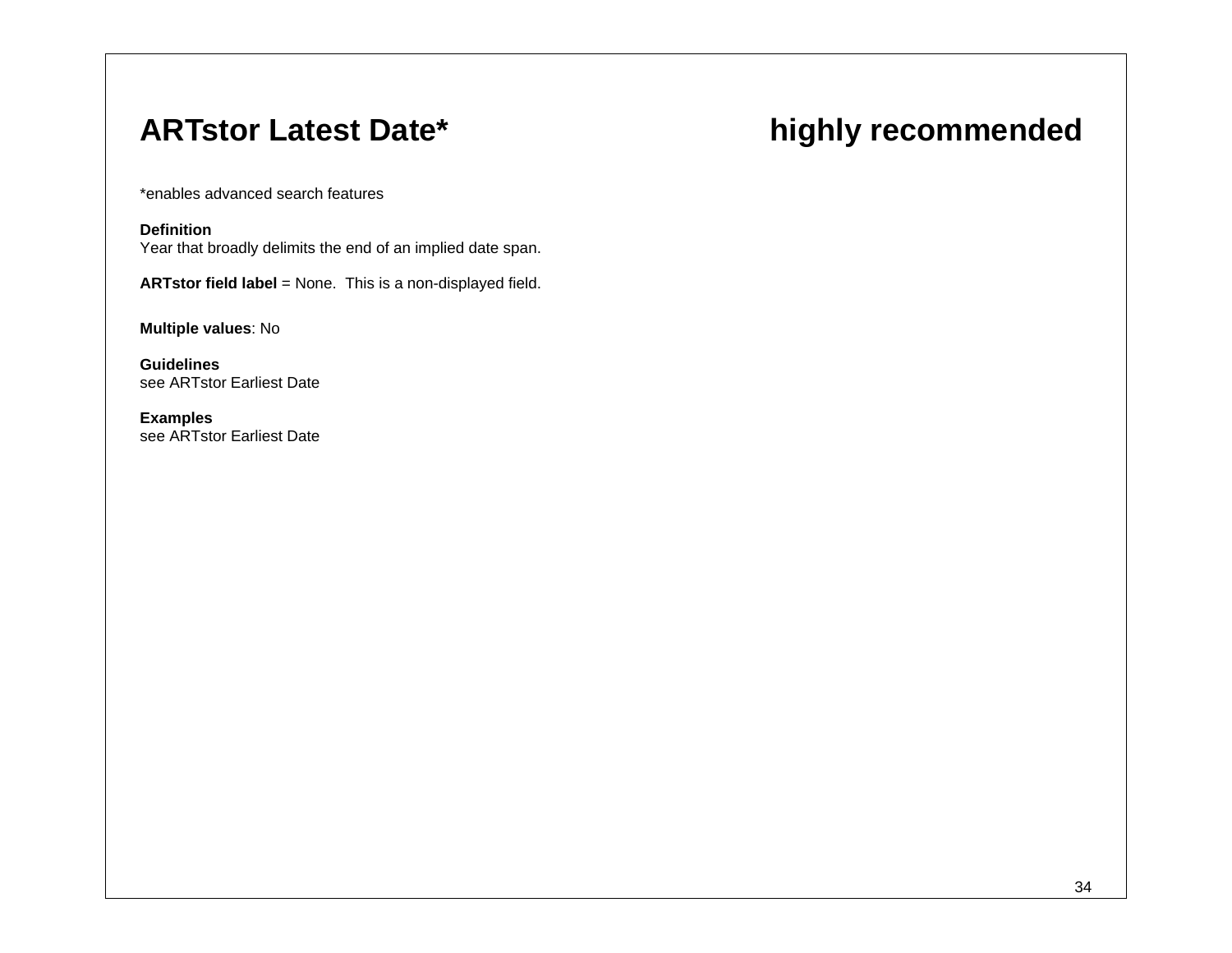# ARTstor Latest Date* highly recommended

*enables advanced search features

**Definition**
Year that broadly delimits the end of an implied date span.

**ARTstor field label** = None.  This is a non-displayed field.

**Multiple values**: No

**Guidelines**
see ARTstor Earliest Date

**Examples**
see ARTstor Earliest Date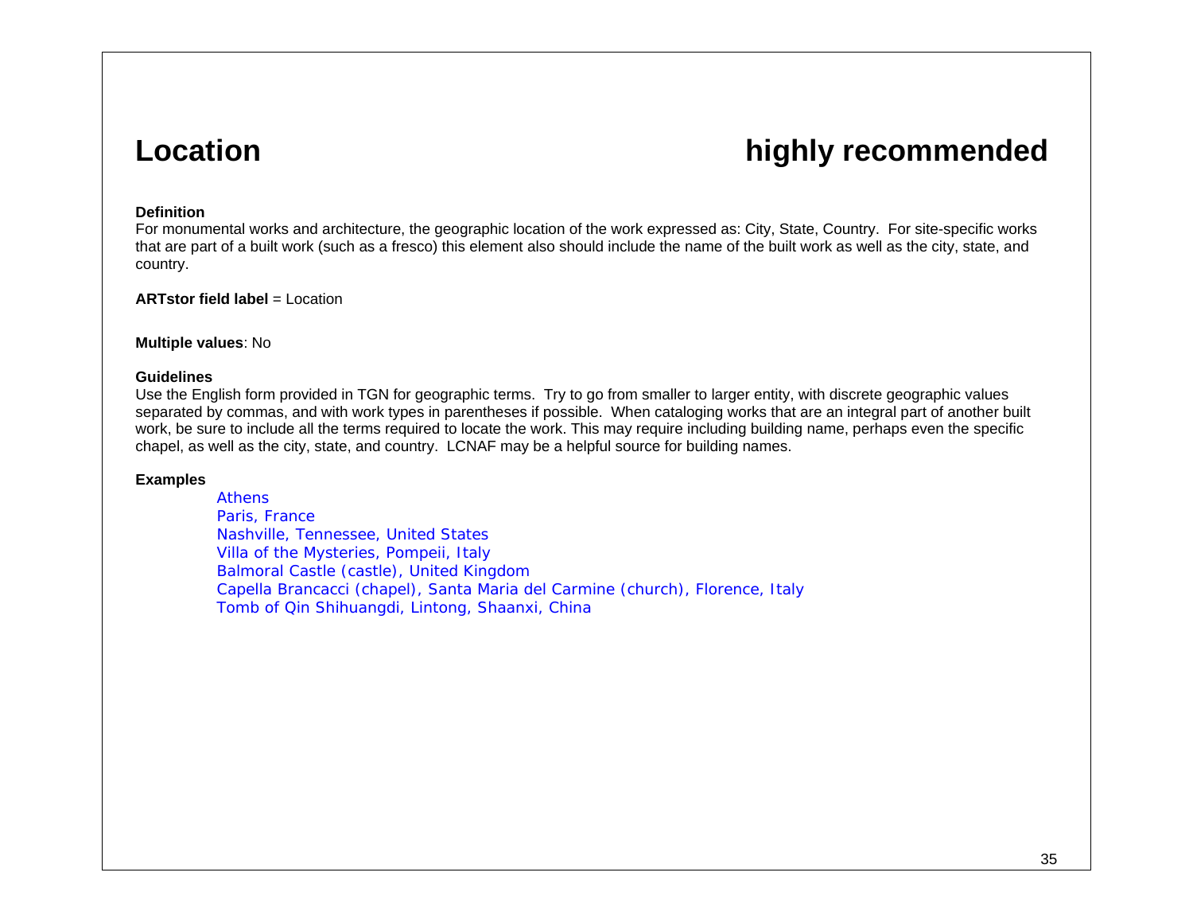# Location highly recommended

**Definition**
For monumental works and architecture, the geographic location of the work expressed as: City, State, Country. For site-specific works that are part of a built work (such as a fresco) this element also should include the name of the built work as well as the city, state, and country.

**ARTstor field label** = Location

**Multiple values**: No

**Guidelines**
Use the English form provided in TGN for geographic terms. Try to go from smaller to larger entity, with discrete geographic values separated by commas, and with work types in parentheses if possible. When cataloging works that are an integral part of another built work, be sure to include all the terms required to locate the work. This may require including building name, perhaps even the specific chapel, as well as the city, state, and country. LCNAF may be a helpful source for building names.

**Examples**

Athens
Paris, France
Nashville, Tennessee, United States
Villa of the Mysteries, Pompeii, Italy
Balmoral Castle (castle), United Kingdom
Capella Brancacci (chapel), Santa Maria del Carmine (church), Florence, Italy
Tomb of Qin Shihuangdi, Lintong, Shaanxi, China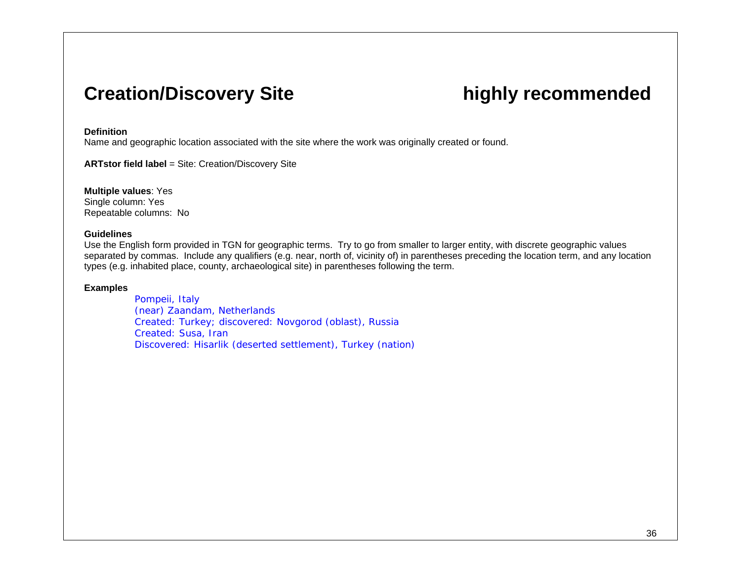## Creation/Discovery Site — highly recommended

**Definition**
Name and geographic location associated with the site where the work was originally created or found.

**ARTstor field label** = Site: Creation/Discovery Site

**Multiple values**: Yes
Single column: Yes
Repeatable columns: No

**Guidelines**
Use the English form provided in TGN for geographic terms. Try to go from smaller to larger entity, with discrete geographic values separated by commas. Include any qualifiers (e.g. near, north of, vicinity of) in parentheses preceding the location term, and any location types (e.g. inhabited place, county, archaeological site) in parentheses following the term.

**Examples**

Pompeii, Italy
(near) Zaandam, Netherlands
Created: Turkey; discovered: Novgorod (oblast), Russia
Created: Susa, Iran
Discovered: Hisarlik (deserted settlement), Turkey (nation)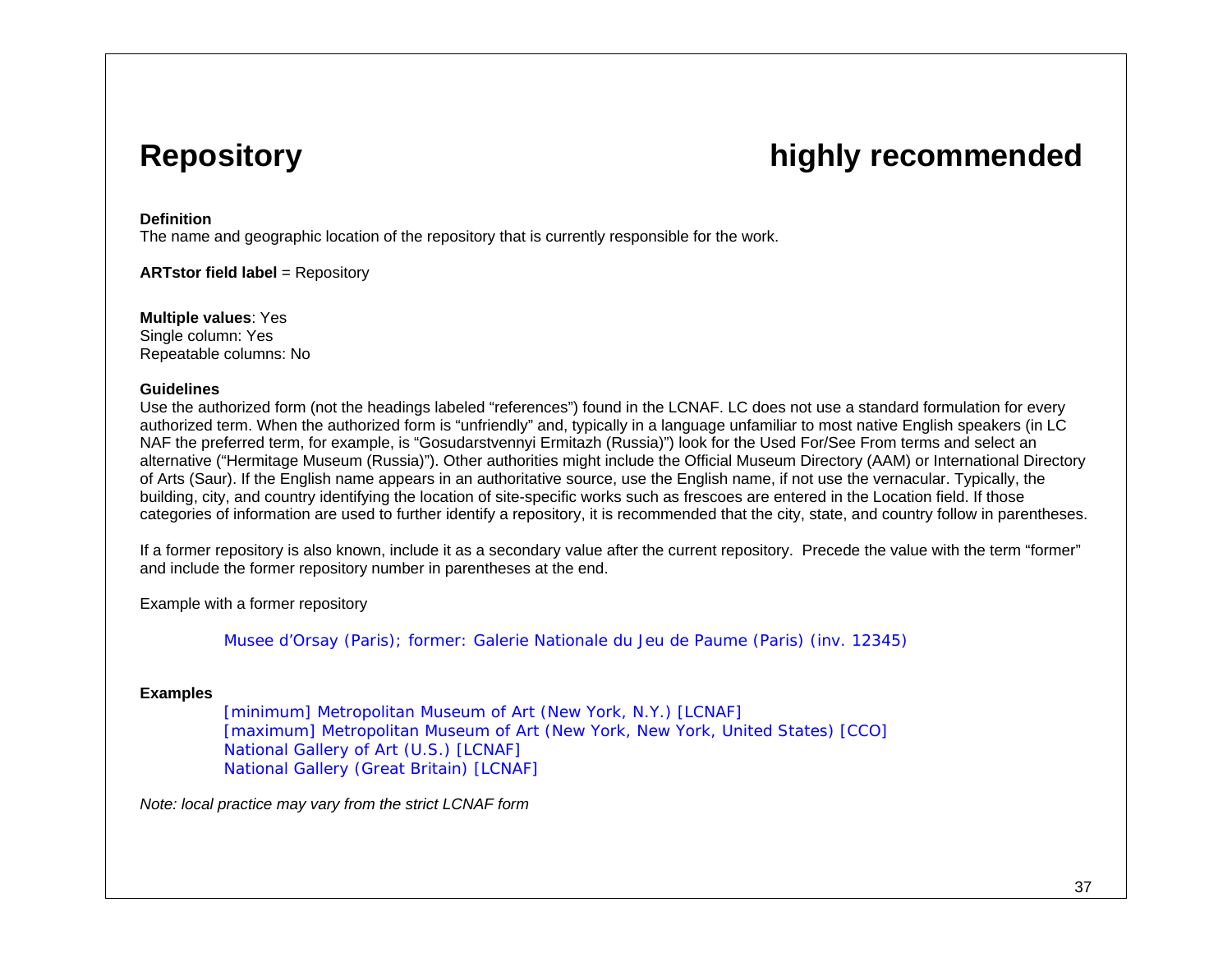# Repository highly recommended

**Definition**
The name and geographic location of the repository that is currently responsible for the work.

**ARTstor field label** = Repository

**Multiple values**: Yes
Single column: Yes
Repeatable columns: No

**Guidelines**
Use the authorized form (not the headings labeled "references") found in the LCNAF. LC does not use a standard formulation for every authorized term. When the authorized form is "unfriendly" and, typically in a language unfamiliar to most native English speakers (in LC NAF the preferred term, for example, is "Gosudarstvennyi Ermitazh (Russia)") look for the Used For/See From terms and select an alternative ("Hermitage Museum (Russia)"). Other authorities might include the Official Museum Directory (AAM) or International Directory of Arts (Saur). If the English name appears in an authoritative source, use the English name, if not use the vernacular. Typically, the building, city, and country identifying the location of site-specific works such as frescoes are entered in the Location field. If those categories of information are used to further identify a repository, it is recommended that the city, state, and country follow in parentheses.

If a former repository is also known, include it as a secondary value after the current repository. Precede the value with the term "former" and include the former repository number in parentheses at the end.

Example with a former repository

> Musee d'Orsay (Paris); former: Galerie Nationale du Jeu de Paume (Paris) (inv. 12345)

**Examples**

> [minimum] Metropolitan Museum of Art (New York, N.Y.) [LCNAF]
> [maximum] Metropolitan Museum of Art (New York, New York, United States) [CCO]
> National Gallery of Art (U.S.) [LCNAF]
> National Gallery (Great Britain) [LCNAF]

*Note: local practice may vary from the strict LCNAF form*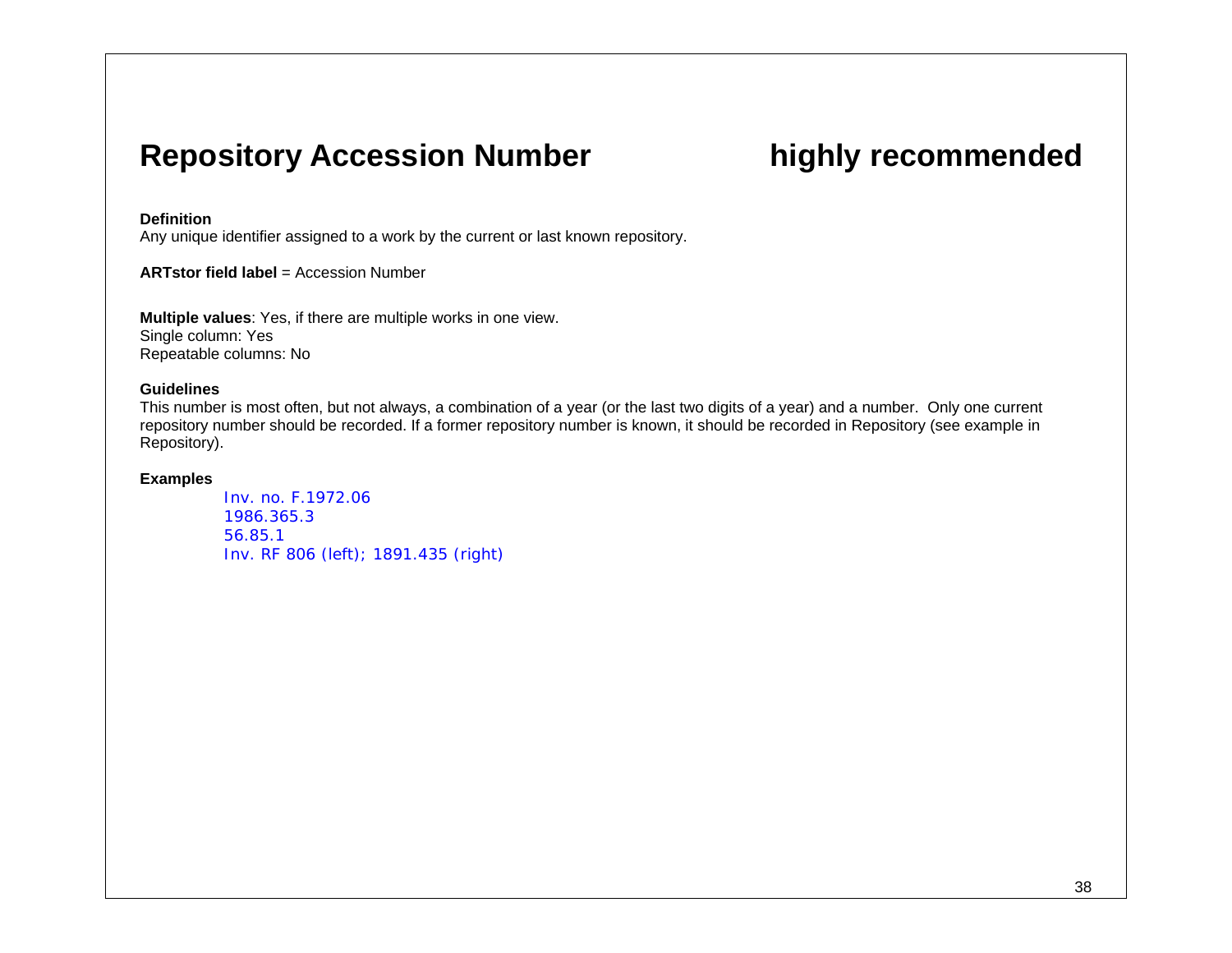# Repository Accession Number **highly recommended**

**Definition**
Any unique identifier assigned to a work by the current or last known repository.

**ARTstor field label** = Accession Number

**Multiple values**: Yes, if there are multiple works in one view.
Single column: Yes
Repeatable columns: No

**Guidelines**
This number is most often, but not always, a combination of a year (or the last two digits of a year) and a number. Only one current repository number should be recorded. If a former repository number is known, it should be recorded in Repository (see example in Repository).

**Examples**

Inv. no. F.1972.06
1986.365.3
56.85.1
Inv. RF 806 (left); 1891.435 (right)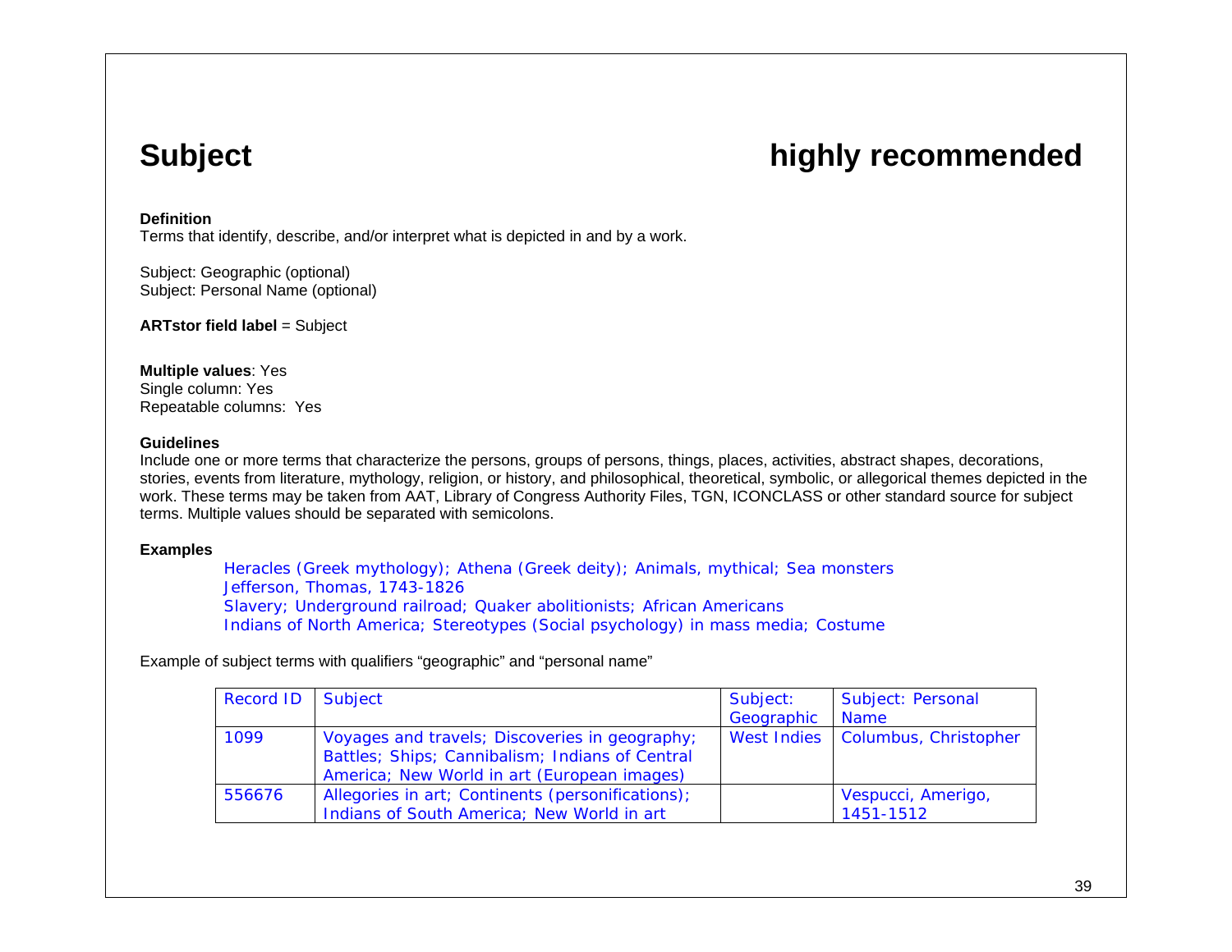# Subject — highly recommended

**Definition**
Terms that identify, describe, and/or interpret what is depicted in and by a work.

Subject: Geographic (optional)
Subject: Personal Name (optional)

**ARTstor field label** = Subject

**Multiple values**: Yes
Single column: Yes
Repeatable columns: Yes

**Guidelines**
Include one or more terms that characterize the persons, groups of persons, things, places, activities, abstract shapes, decorations, stories, events from literature, mythology, religion, or history, and philosophical, theoretical, symbolic, or allegorical themes depicted in the work. These terms may be taken from AAT, Library of Congress Authority Files, TGN, ICONCLASS or other standard source for subject terms. Multiple values should be separated with semicolons.

**Examples**

Heracles (Greek mythology); Athena (Greek deity); Animals, mythical; Sea monsters
Jefferson, Thomas, 1743-1826
Slavery; Underground railroad; Quaker abolitionists; African Americans
Indians of North America; Stereotypes (Social psychology) in mass media; Costume

Example of subject terms with qualifiers "geographic" and "personal name"

| Record ID | Subject | Subject: Geographic | Subject: Personal Name |
|---|---|---|---|
| 1099 | Voyages and travels; Discoveries in geography; Battles; Ships; Cannibalism; Indians of Central America; New World in art (European images) | West Indies | Columbus, Christopher |
| 556676 | Allegories in art; Continents (personifications); Indians of South America; New World in art | | Vespucci, Amerigo, 1451-1512 |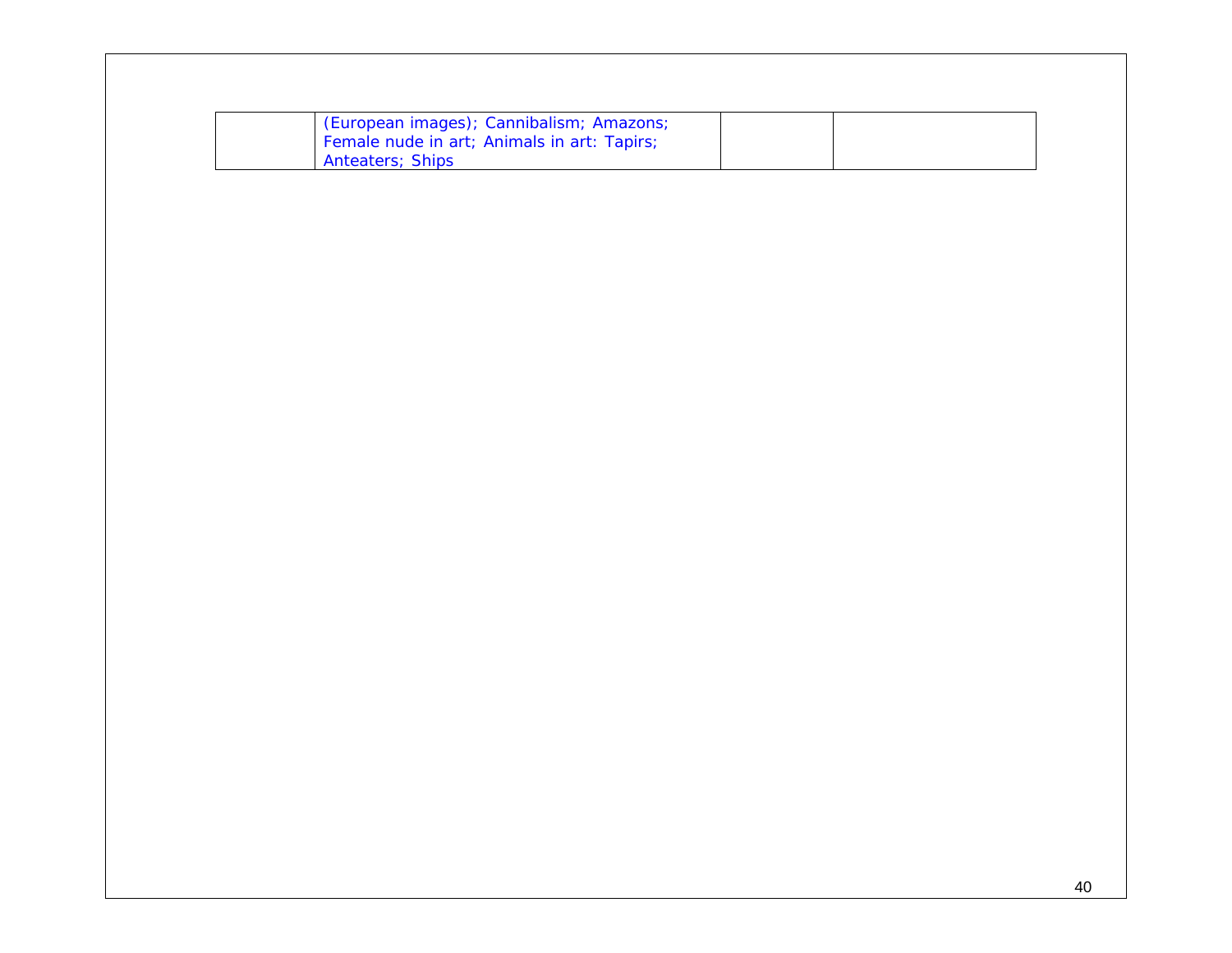| | | | |
|---|---|---|---|
| | (European images); Cannibalism; Amazons; Female nude in art; Animals in art: Tapirs; Anteaters; Ships | | |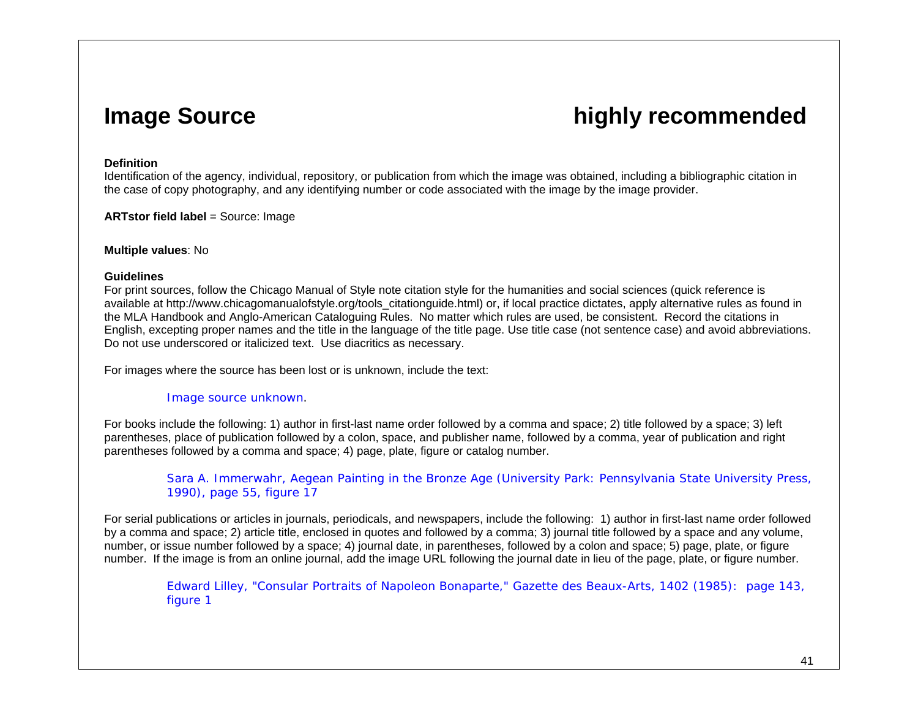# Image Source highly recommended

**Definition**

Identification of the agency, individual, repository, or publication from which the image was obtained, including a bibliographic citation in the case of copy photography, and any identifying number or code associated with the image by the image provider.

**ARTstor field label** = Source: Image

**Multiple values**: No

**Guidelines**

For print sources, follow the Chicago Manual of Style note citation style for the humanities and social sciences (quick reference is available at http://www.chicagomanualofstyle.org/tools_citationguide.html) or, if local practice dictates, apply alternative rules as found in the MLA Handbook and Anglo-American Cataloguing Rules. No matter which rules are used, be consistent. Record the citations in English, excepting proper names and the title in the language of the title page. Use title case (not sentence case) and avoid abbreviations. Do not use underscored or italicized text. Use diacritics as necessary.

For images where the source has been lost or is unknown, include the text:

> Image source unknown.

For books include the following: 1) author in first-last name order followed by a comma and space; 2) title followed by a space; 3) left parentheses, place of publication followed by a colon, space, and publisher name, followed by a comma, year of publication and right parentheses followed by a comma and space; 4) page, plate, figure or catalog number.

> Sara A. Immerwahr, Aegean Painting in the Bronze Age (University Park: Pennsylvania State University Press, 1990), page 55, figure 17

For serial publications or articles in journals, periodicals, and newspapers, include the following: 1) author in first-last name order followed by a comma and space; 2) article title, enclosed in quotes and followed by a comma; 3) journal title followed by a space and any volume, number, or issue number followed by a space; 4) journal date, in parentheses, followed by a colon and space; 5) page, plate, or figure number. If the image is from an online journal, add the image URL following the journal date in lieu of the page, plate, or figure number.

> Edward Lilley, "Consular Portraits of Napoleon Bonaparte," Gazette des Beaux-Arts, 1402 (1985): page 143, figure 1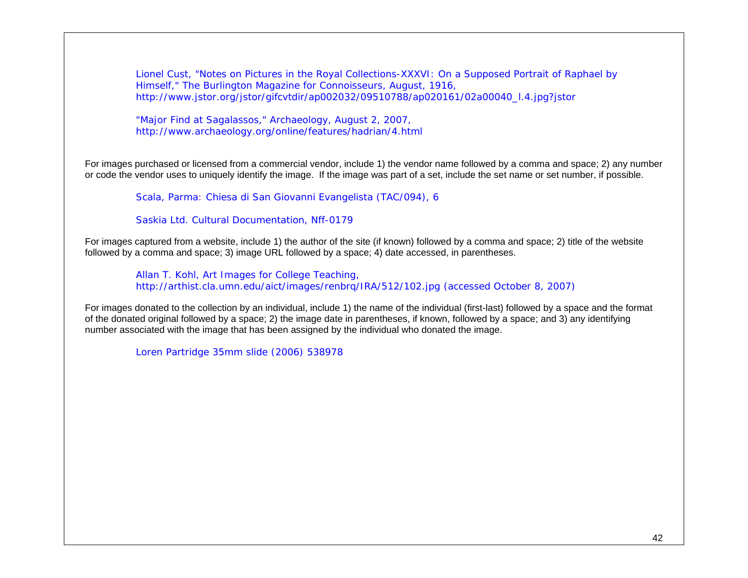Lionel Cust, "Notes on Pictures in the Royal Collections-XXXVI: On a Supposed Portrait of Raphael by Himself," The Burlington Magazine for Connoisseurs, August, 1916, http://www.jstor.org/jstor/gifcvtdir/ap002032/09510788/ap020161/02a00040_l.4.jpg?jstor

"Major Find at Sagalassos," Archaeology, August 2, 2007, http://www.archaeology.org/online/features/hadrian/4.html

For images purchased or licensed from a commercial vendor, include 1) the vendor name followed by a comma and space; 2) any number or code the vendor uses to uniquely identify the image. If the image was part of a set, include the set name or set number, if possible.

Scala, Parma: Chiesa di San Giovanni Evangelista (TAC/094), 6

Saskia Ltd. Cultural Documentation, Nff-0179

For images captured from a website, include 1) the author of the site (if known) followed by a comma and space; 2) title of the website followed by a comma and space; 3) image URL followed by a space; 4) date accessed, in parentheses.

Allan T. Kohl, Art Images for College Teaching, http://arthist.cla.umn.edu/aict/images/renbrq/IRA/512/102.jpg (accessed October 8, 2007)

For images donated to the collection by an individual, include 1) the name of the individual (first-last) followed by a space and the format of the donated original followed by a space; 2) the image date in parentheses, if known, followed by a space; and 3) any identifying number associated with the image that has been assigned by the individual who donated the image.

Loren Partridge 35mm slide (2006) 538978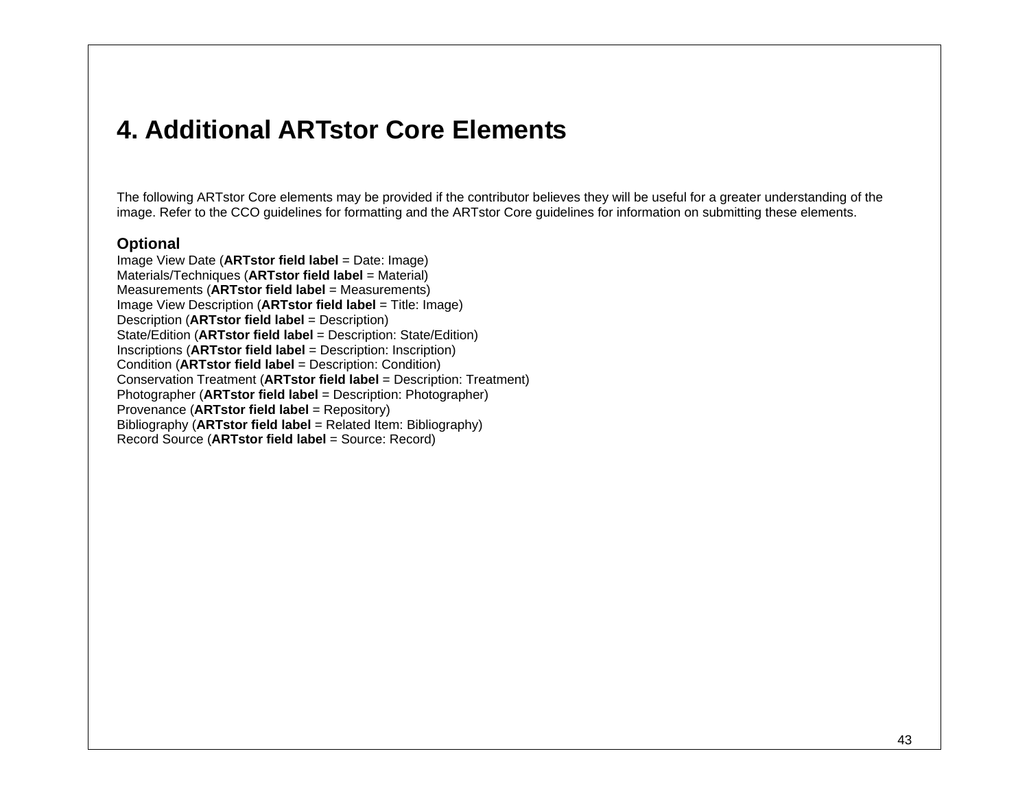# 4. Additional ARTstor Core Elements

The following ARTstor Core elements may be provided if the contributor believes they will be useful for a greater understanding of the image. Refer to the CCO guidelines for formatting and the ARTstor Core guidelines for information on submitting these elements.

**Optional**

Image View Date (**ARTstor field label** = Date: Image)
Materials/Techniques (**ARTstor field label** = Material)
Measurements (**ARTstor field label** = Measurements)
Image View Description (**ARTstor field label** = Title: Image)
Description (**ARTstor field label** = Description)
State/Edition (**ARTstor field label** = Description: State/Edition)
Inscriptions (**ARTstor field label** = Description: Inscription)
Condition (**ARTstor field label** = Description: Condition)
Conservation Treatment (**ARTstor field label** = Description: Treatment)
Photographer (**ARTstor field label** = Description: Photographer)
Provenance (**ARTstor field label** = Repository)
Bibliography (**ARTstor field label** = Related Item: Bibliography)
Record Source (**ARTstor field label** = Source: Record)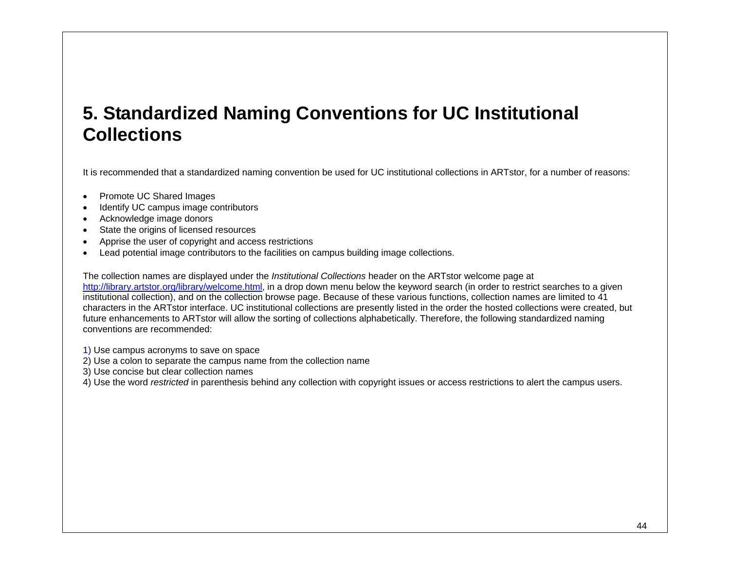# 5. Standardized Naming Conventions for UC Institutional Collections

It is recommended that a standardized naming convention be used for UC institutional collections in ARTstor, for a number of reasons:

- Promote UC Shared Images
- Identify UC campus image contributors
- Acknowledge image donors
- State the origins of licensed resources
- Apprise the user of copyright and access restrictions
- Lead potential image contributors to the facilities on campus building image collections.

The collection names are displayed under the *Institutional Collections* header on the ARTstor welcome page at http://library.artstor.org/library/welcome.html, in a drop down menu below the keyword search (in order to restrict searches to a given institutional collection), and on the collection browse page. Because of these various functions, collection names are limited to 41 characters in the ARTstor interface. UC institutional collections are presently listed in the order the hosted collections were created, but future enhancements to ARTstor will allow the sorting of collections alphabetically. Therefore, the following standardized naming conventions are recommended:

1) Use campus acronyms to save on space
2) Use a colon to separate the campus name from the collection name
3) Use concise but clear collection names
4) Use the word *restricted* in parenthesis behind any collection with copyright issues or access restrictions to alert the campus users.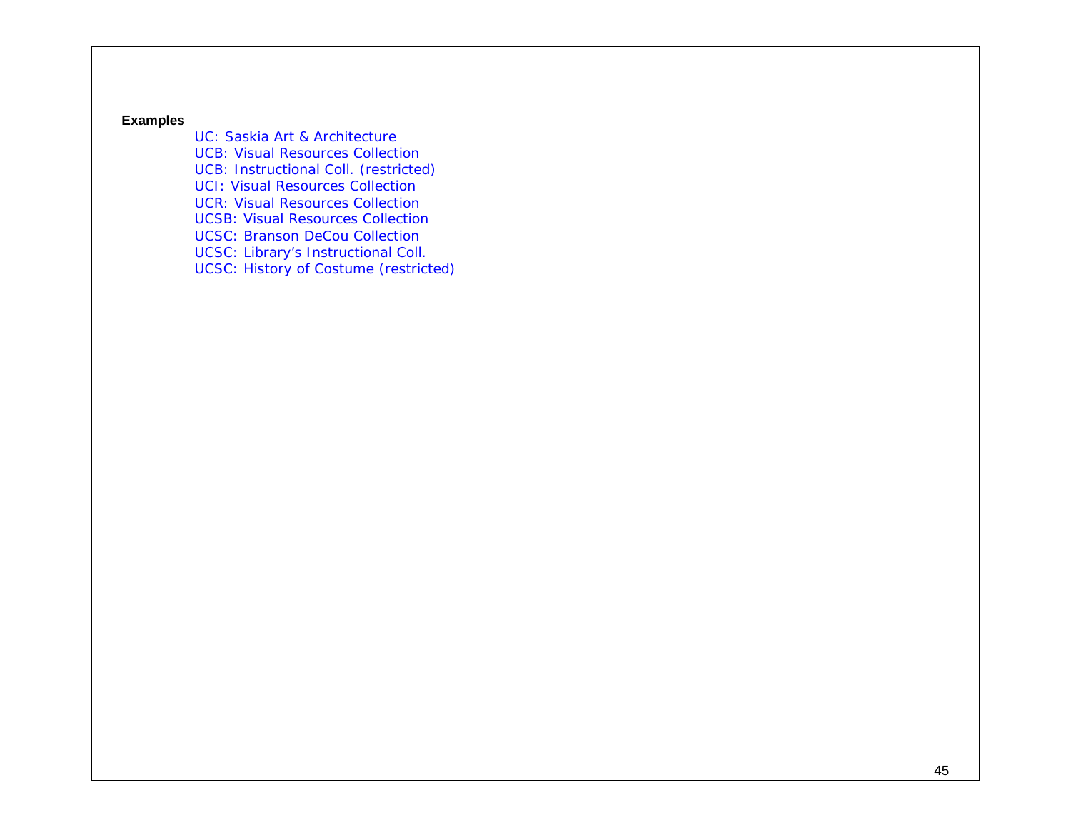**Examples**

- UC: Saskia Art & Architecture
- UCB: Visual Resources Collection
- UCB: Instructional Coll. (restricted)
- UCI: Visual Resources Collection
- UCR: Visual Resources Collection
- UCSB: Visual Resources Collection
- UCSC: Branson DeCou Collection
- UCSC: Library's Instructional Coll.
- UCSC: History of Costume (restricted)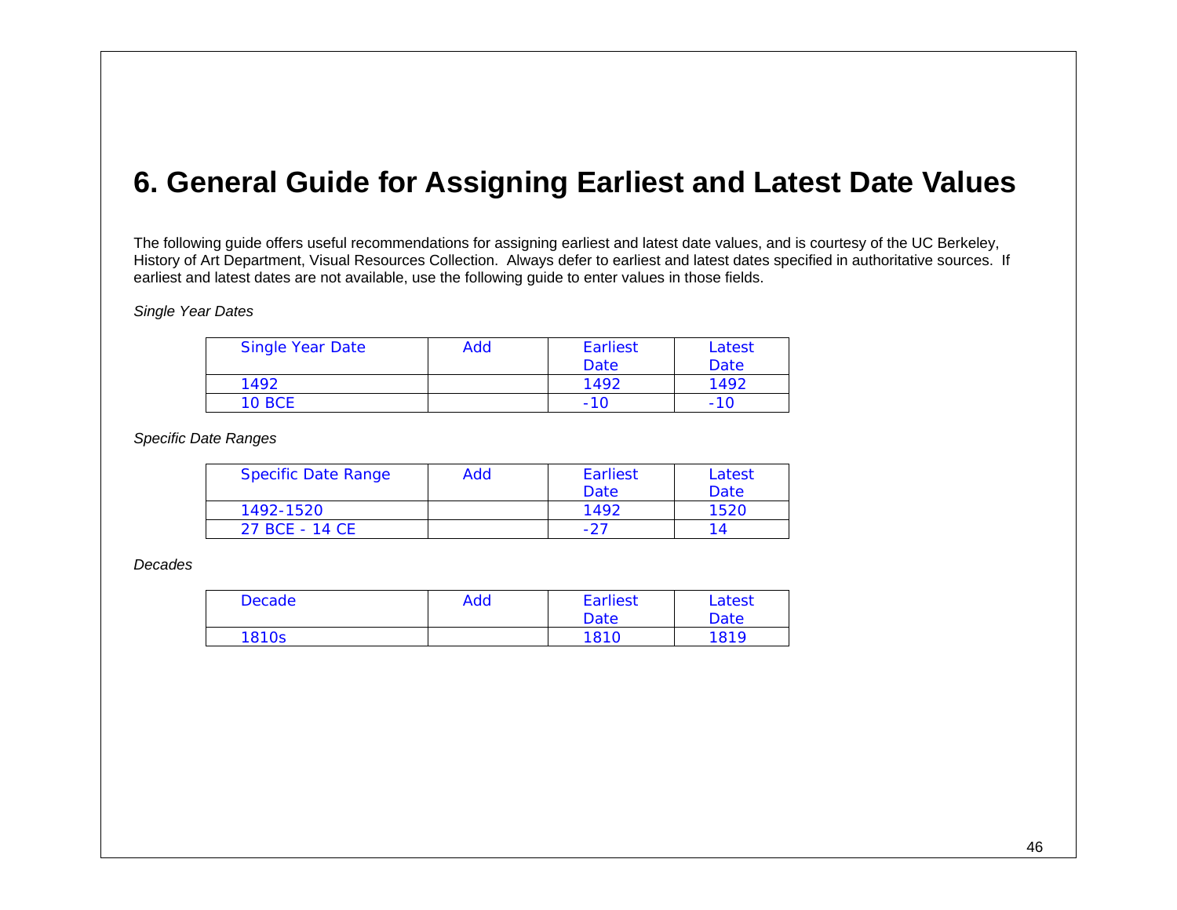# 6. General Guide for Assigning Earliest and Latest Date Values

The following guide offers useful recommendations for assigning earliest and latest date values, and is courtesy of the UC Berkeley, History of Art Department, Visual Resources Collection. Always defer to earliest and latest dates specified in authoritative sources. If earliest and latest dates are not available, use the following guide to enter values in those fields.

*Single Year Dates*

| Single Year Date | Add | Earliest Date | Latest Date |
|---|---|---|---|
| 1492 | | 1492 | 1492 |
| 10 BCE | | -10 | -10 |

*Specific Date Ranges*

| Specific Date Range | Add | Earliest Date | Latest Date |
|---|---|---|---|
| 1492-1520 | | 1492 | 1520 |
| 27 BCE - 14 CE | | -27 | 14 |

*Decades*

| Decade | Add | Earliest Date | Latest Date |
|---|---|---|---|
| 1810s | | 1810 | 1819 |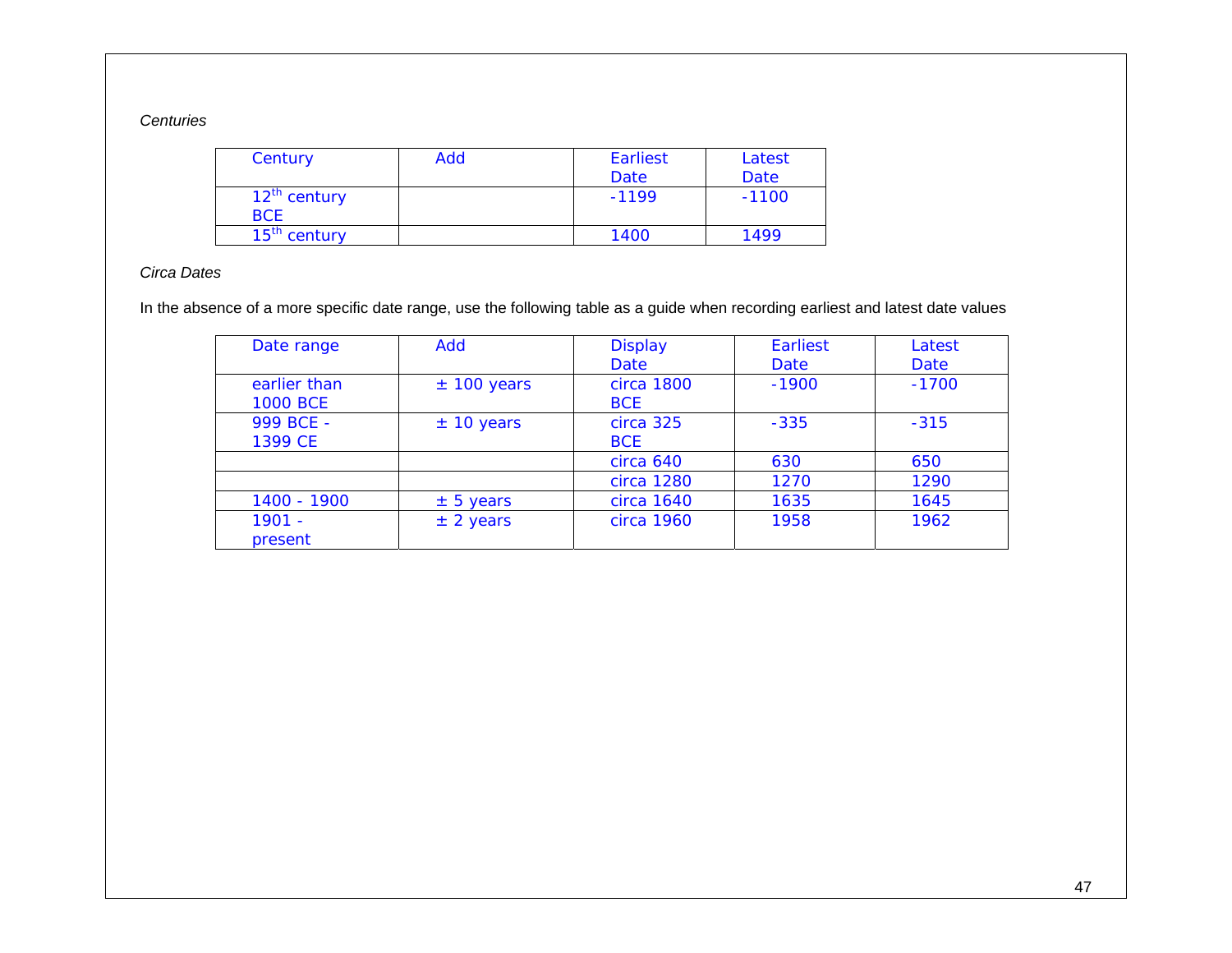*Centuries*

| Century | Add | Earliest Date | Latest Date |
|---|---|---|---|
| 12th century BCE | | -1199 | -1100 |
| 15th century | | 1400 | 1499 |

*Circa Dates*

In the absence of a more specific date range, use the following table as a guide when recording earliest and latest date values

| Date range | Add | Display Date | Earliest Date | Latest Date |
|---|---|---|---|---|
| earlier than 1000 BCE | ± 100 years | circa 1800 BCE | -1900 | -1700 |
| 999 BCE - 1399 CE | ± 10 years | circa 325 BCE | -335 | -315 |
| | | circa 640 | 630 | 650 |
| | | circa 1280 | 1270 | 1290 |
| 1400 - 1900 | ± 5 years | circa 1640 | 1635 | 1645 |
| 1901 - present | ± 2 years | circa 1960 | 1958 | 1962 |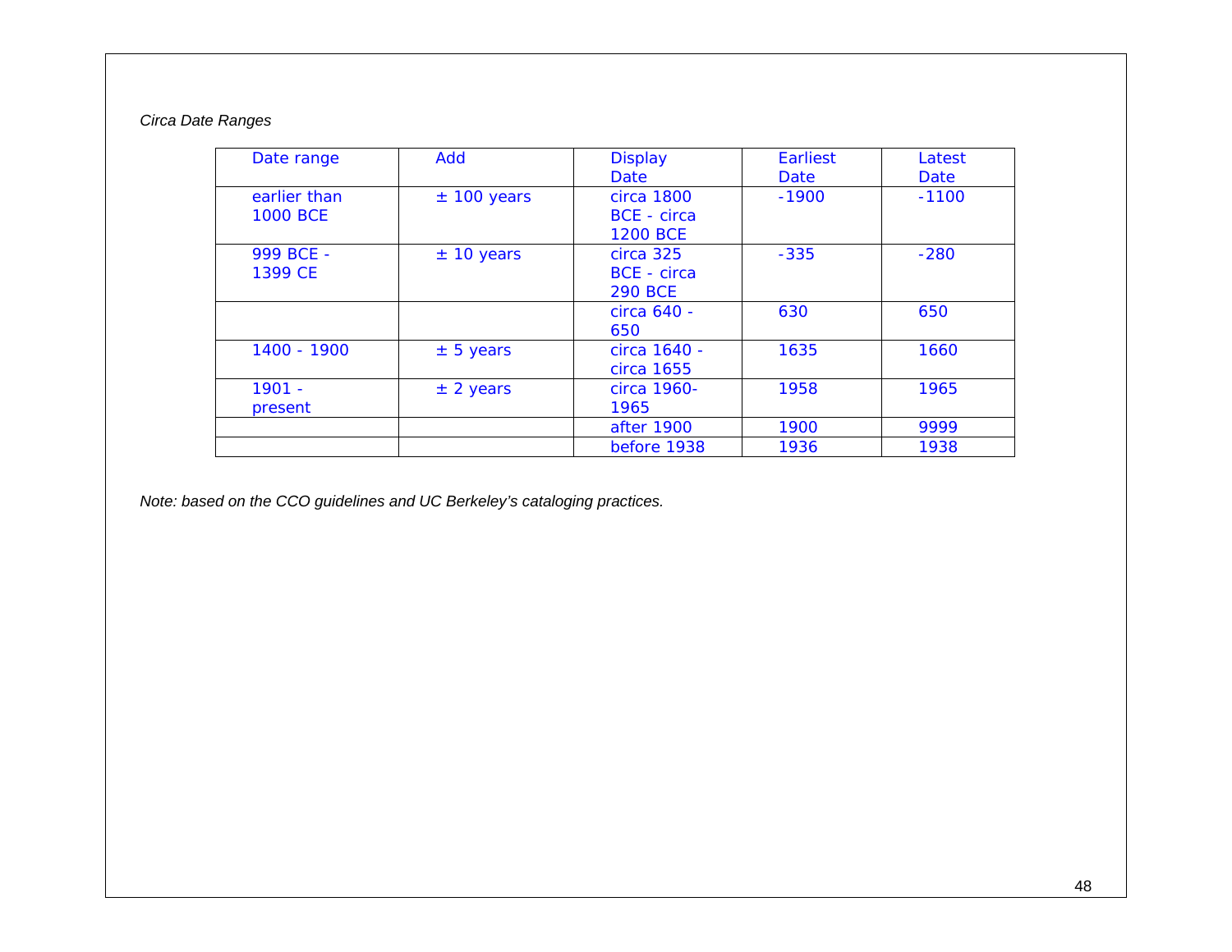*Circa Date Ranges*

| Date range | Add | Display Date | Earliest Date | Latest Date |
|---|---|---|---|---|
| earlier than 1000 BCE | ± 100 years | circa 1800 BCE - circa 1200 BCE | -1900 | -1100 |
| 999 BCE - 1399 CE | ± 10 years | circa 325 BCE - circa 290 BCE | -335 | -280 |
| | | circa 640 - 650 | 630 | 650 |
| 1400 - 1900 | ± 5 years | circa 1640 - circa 1655 | 1635 | 1660 |
| 1901 - present | ± 2 years | circa 1960- 1965 | 1958 | 1965 |
| | | after 1900 | 1900 | 9999 |
| | | before 1938 | 1936 | 1938 |

*Note: based on the CCO guidelines and UC Berkeley's cataloging practices.*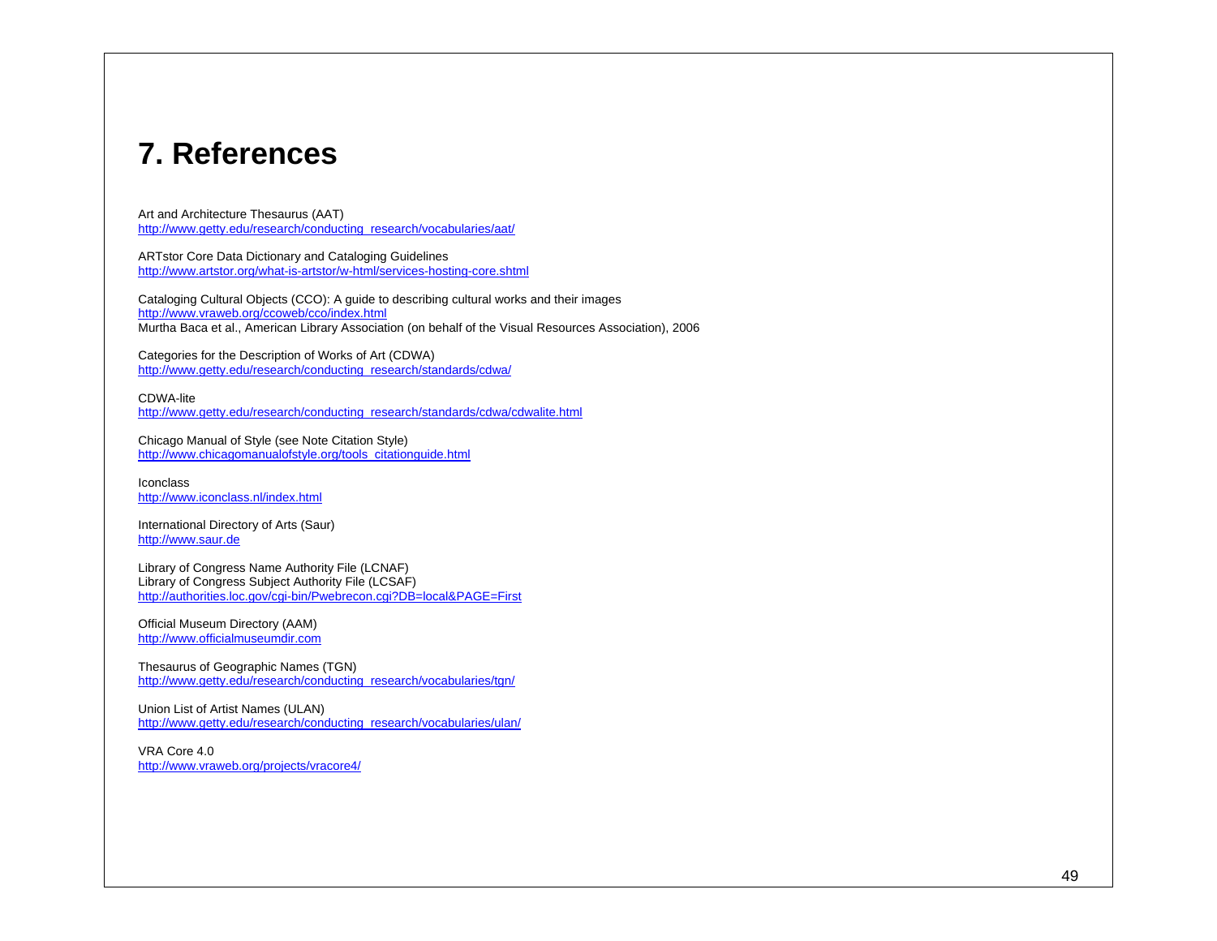# 7. References

Art and Architecture Thesaurus (AAT)
http://www.getty.edu/research/conducting_research/vocabularies/aat/

ARTstor Core Data Dictionary and Cataloging Guidelines
http://www.artstor.org/what-is-artstor/w-html/services-hosting-core.shtml

Cataloging Cultural Objects (CCO): A guide to describing cultural works and their images
http://www.vraweb.org/ccoweb/cco/index.html
Murtha Baca et al., American Library Association (on behalf of the Visual Resources Association), 2006

Categories for the Description of Works of Art (CDWA)
http://www.getty.edu/research/conducting_research/standards/cdwa/

CDWA-lite
http://www.getty.edu/research/conducting_research/standards/cdwa/cdwalite.html

Chicago Manual of Style (see Note Citation Style)
http://www.chicagomanualofstyle.org/tools_citationguide.html

Iconclass
http://www.iconclass.nl/index.html

International Directory of Arts (Saur)
http://www.saur.de

Library of Congress Name Authority File (LCNAF)
Library of Congress Subject Authority File (LCSAF)
http://authorities.loc.gov/cgi-bin/Pwebrecon.cgi?DB=local&PAGE=First

Official Museum Directory (AAM)
http://www.officialmuseumdir.com

Thesaurus of Geographic Names (TGN)
http://www.getty.edu/research/conducting_research/vocabularies/tgn/

Union List of Artist Names (ULAN)
http://www.getty.edu/research/conducting_research/vocabularies/ulan/

VRA Core 4.0
http://www.vraweb.org/projects/vracore4/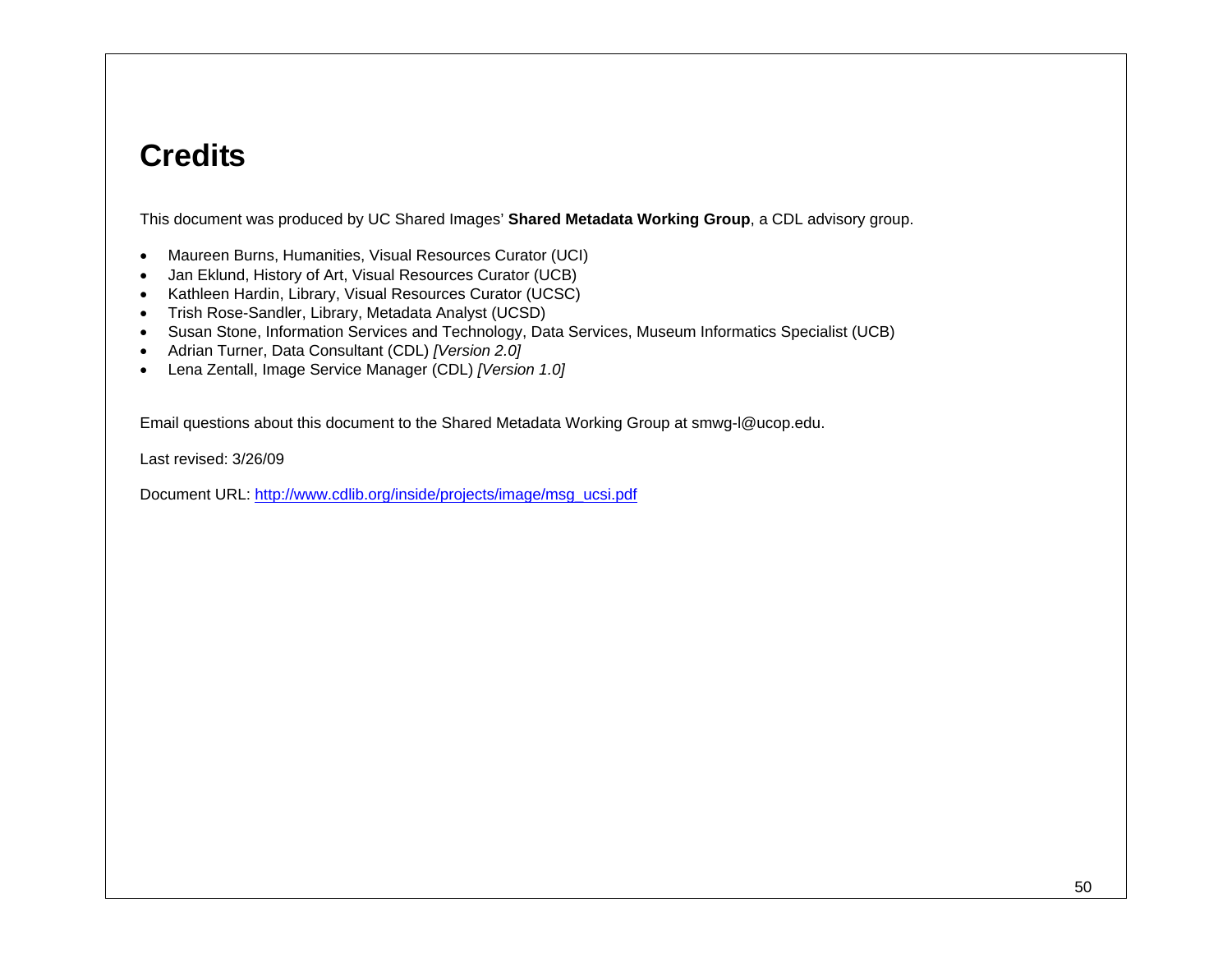# Credits

This document was produced by UC Shared Images' **Shared Metadata Working Group**, a CDL advisory group.

- Maureen Burns, Humanities, Visual Resources Curator (UCI)
- Jan Eklund, History of Art, Visual Resources Curator (UCB)
- Kathleen Hardin, Library, Visual Resources Curator (UCSC)
- Trish Rose-Sandler, Library, Metadata Analyst (UCSD)
- Susan Stone, Information Services and Technology, Data Services, Museum Informatics Specialist (UCB)
- Adrian Turner, Data Consultant (CDL) *[Version 2.0]*
- Lena Zentall, Image Service Manager (CDL) *[Version 1.0]*

Email questions about this document to the Shared Metadata Working Group at smwg-l@ucop.edu.

Last revised: 3/26/09

Document URL: http://www.cdlib.org/inside/projects/image/msg_ucsi.pdf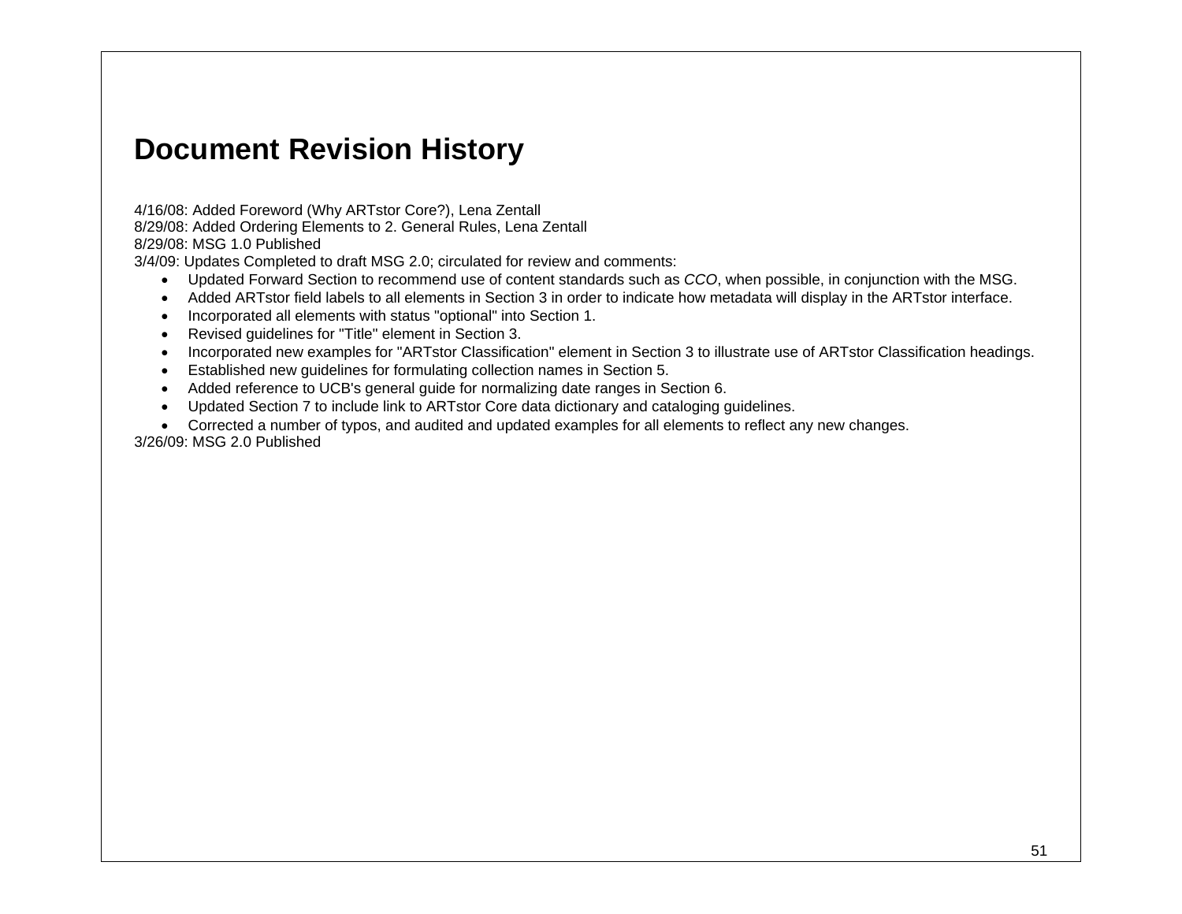# Document Revision History

4/16/08: Added Foreword (Why ARTstor Core?), Lena Zentall
8/29/08: Added Ordering Elements to 2. General Rules, Lena Zentall
8/29/08: MSG 1.0 Published
3/4/09: Updates Completed to draft MSG 2.0; circulated for review and comments:

- Updated Forward Section to recommend use of content standards such as *CCO*, when possible, in conjunction with the MSG.
- Added ARTstor field labels to all elements in Section 3 in order to indicate how metadata will display in the ARTstor interface.
- Incorporated all elements with status "optional" into Section 1.
- Revised guidelines for "Title" element in Section 3.
- Incorporated new examples for "ARTstor Classification" element in Section 3 to illustrate use of ARTstor Classification headings.
- Established new guidelines for formulating collection names in Section 5.
- Added reference to UCB's general guide for normalizing date ranges in Section 6.
- Updated Section 7 to include link to ARTstor Core data dictionary and cataloging guidelines.
- Corrected a number of typos, and audited and updated examples for all elements to reflect any new changes.

3/26/09: MSG 2.0 Published